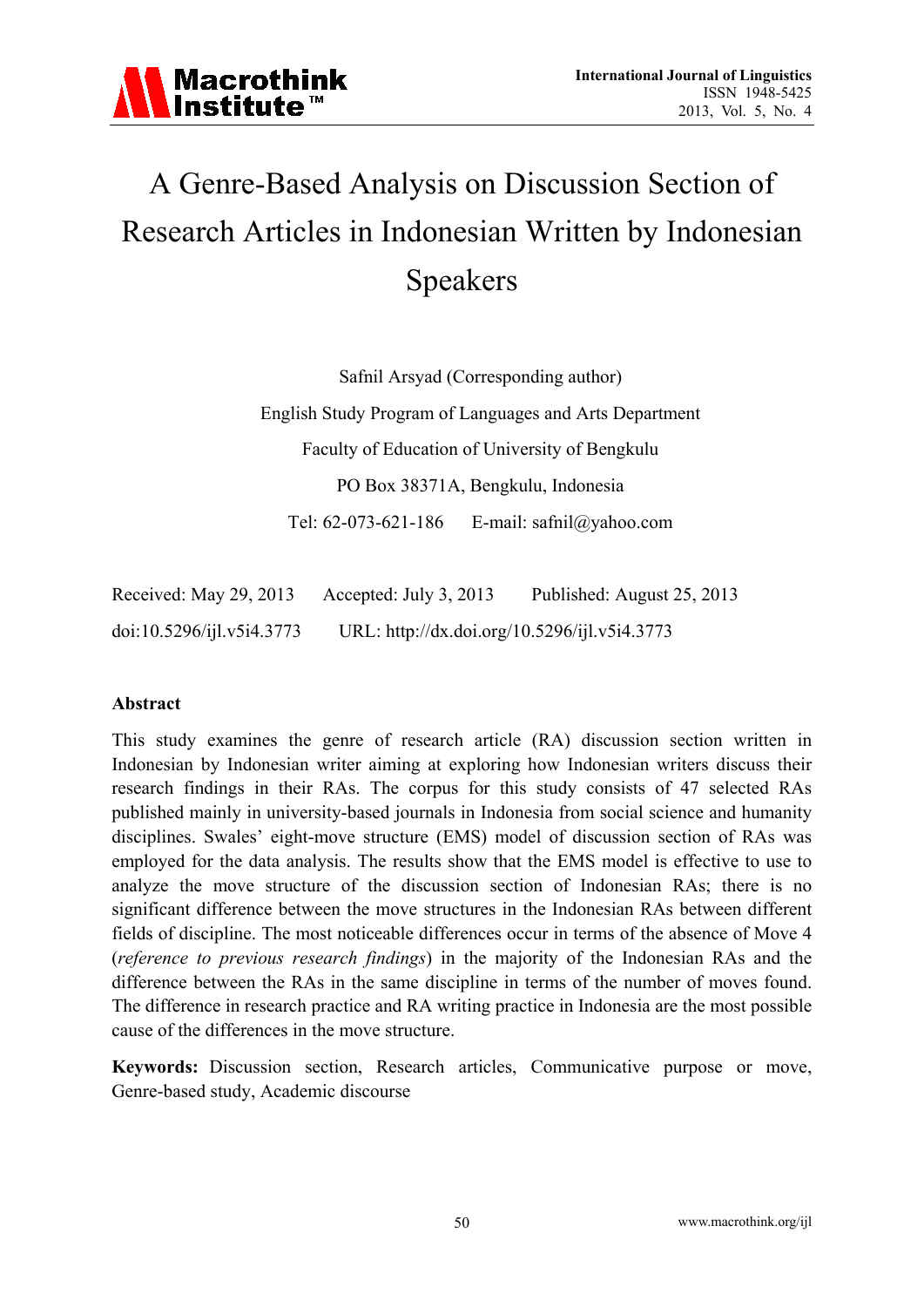# A Genre-Based Analysis on Discussion Section of Research Articles in Indonesian Written by Indonesian Speakers

Safnil Arsyad (Corresponding author)

English Study Program of Languages and Arts Department

Faculty of Education of University of Bengkulu

PO Box 38371A, Bengkulu, Indonesia

Tel: 62-073-621-186    E-mail: safnil@yahoo.com

Received: May 29, 2013    Accepted: July 3, 2013    Published: August 25, 2013

doi:10.5296/ijl.v5i4.3773    URL: http://dx.doi.org/10.5296/ijl.v5i4.3773

## Abstract

This study examines the genre of research article (RA) discussion section written in Indonesian by Indonesian writer aiming at exploring how Indonesian writers discuss their research findings in their RAs. The corpus for this study consists of 47 selected RAs published mainly in university-based journals in Indonesia from social science and humanity disciplines. Swales' eight-move structure (EMS) model of discussion section of RAs was employed for the data analysis. The results show that the EMS model is effective to use to analyze the move structure of the discussion section of Indonesian RAs; there is no significant difference between the move structures in the Indonesian RAs between different fields of discipline. The most noticeable differences occur in terms of the absence of Move 4 (*reference to previous research findings*) in the majority of the Indonesian RAs and the difference between the RAs in the same discipline in terms of the number of moves found. The difference in research practice and RA writing practice in Indonesia are the most possible cause of the differences in the move structure.

**Keywords:** Discussion section, Research articles, Communicative purpose or move, Genre-based study, Academic discourse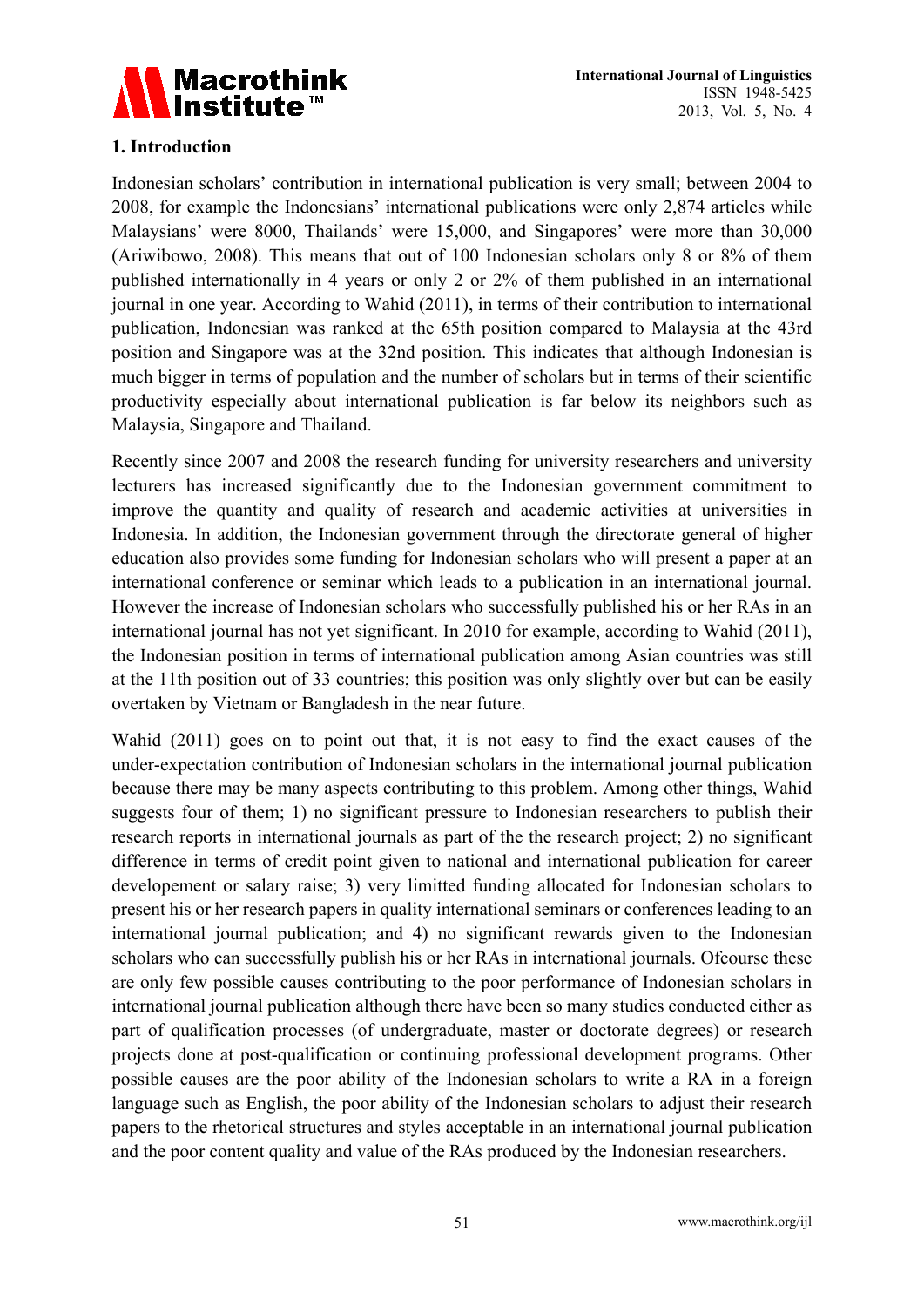## 1. Introduction

Indonesian scholars' contribution in international publication is very small; between 2004 to 2008, for example the Indonesians' international publications were only 2,874 articles while Malaysians' were 8000, Thailands' were 15,000, and Singapores' were more than 30,000 (Ariwibowo, 2008). This means that out of 100 Indonesian scholars only 8 or 8% of them published internationally in 4 years or only 2 or 2% of them published in an international journal in one year. According to Wahid (2011), in terms of their contribution to international publication, Indonesian was ranked at the 65th position compared to Malaysia at the 43rd position and Singapore was at the 32nd position. This indicates that although Indonesian is much bigger in terms of population and the number of scholars but in terms of their scientific productivity especially about international publication is far below its neighbors such as Malaysia, Singapore and Thailand.

Recently since 2007 and 2008 the research funding for university researchers and university lecturers has increased significantly due to the Indonesian government commitment to improve the quantity and quality of research and academic activities at universities in Indonesia. In addition, the Indonesian government through the directorate general of higher education also provides some funding for Indonesian scholars who will present a paper at an international conference or seminar which leads to a publication in an international journal. However the increase of Indonesian scholars who successfully published his or her RAs in an international journal has not yet significant. In 2010 for example, according to Wahid (2011), the Indonesian position in terms of international publication among Asian countries was still at the 11th position out of 33 countries; this position was only slightly over but can be easily overtaken by Vietnam or Bangladesh in the near future.

Wahid (2011) goes on to point out that, it is not easy to find the exact causes of the under-expectation contribution of Indonesian scholars in the international journal publication because there may be many aspects contributing to this problem. Among other things, Wahid suggests four of them; 1) no significant pressure to Indonesian researchers to publish their research reports in international journals as part of the the research project; 2) no significant difference in terms of credit point given to national and international publication for career developement or salary raise; 3) very limitted funding allocated for Indonesian scholars to present his or her research papers in quality international seminars or conferences leading to an international journal publication; and 4) no significant rewards given to the Indonesian scholars who can successfully publish his or her RAs in international journals. Ofcourse these are only few possible causes contributing to the poor performance of Indonesian scholars in international journal publication although there have been so many studies conducted either as part of qualification processes (of undergraduate, master or doctorate degrees) or research projects done at post-qualification or continuing professional development programs. Other possible causes are the poor ability of the Indonesian scholars to write a RA in a foreign language such as English, the poor ability of the Indonesian scholars to adjust their research papers to the rhetorical structures and styles acceptable in an international journal publication and the poor content quality and value of the RAs produced by the Indonesian researchers.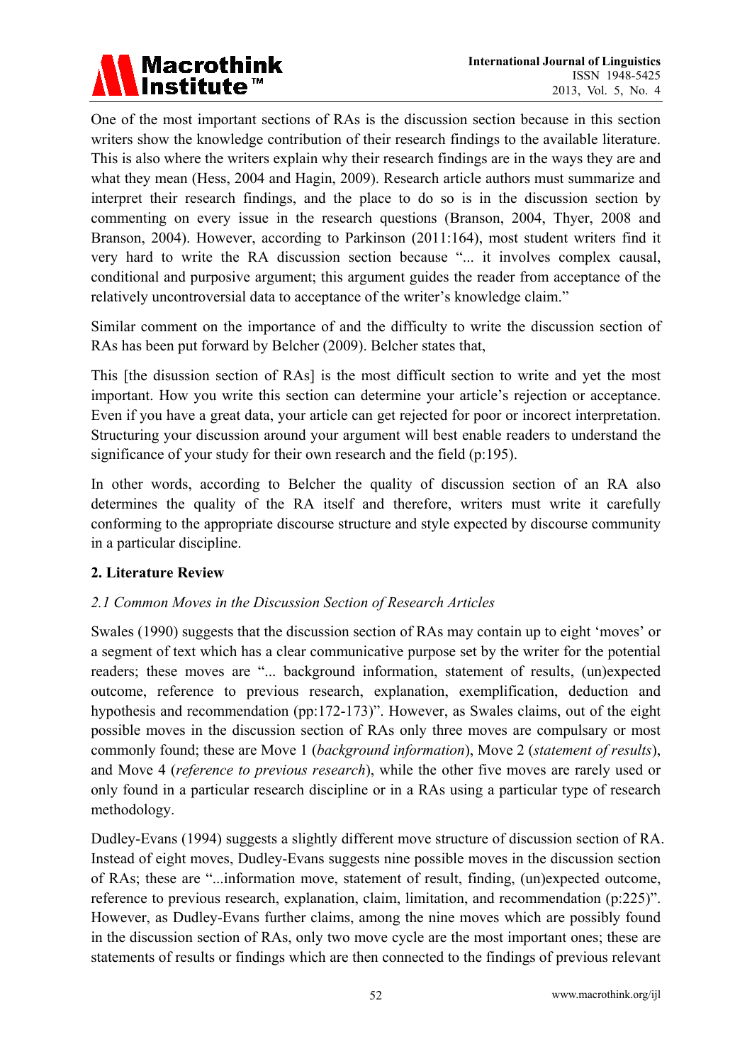One of the most important sections of RAs is the discussion section because in this section writers show the knowledge contribution of their research findings to the available literature. This is also where the writers explain why their research findings are in the ways they are and what they mean (Hess, 2004 and Hagin, 2009). Research article authors must summarize and interpret their research findings, and the place to do so is in the discussion section by commenting on every issue in the research questions (Branson, 2004, Thyer, 2008 and Branson, 2004). However, according to Parkinson (2011:164), most student writers find it very hard to write the RA discussion section because "... it involves complex causal, conditional and purposive argument; this argument guides the reader from acceptance of the relatively uncontroversial data to acceptance of the writer's knowledge claim."

Similar comment on the importance of and the difficulty to write the discussion section of RAs has been put forward by Belcher (2009). Belcher states that,

This [the disussion section of RAs] is the most difficult section to write and yet the most important. How you write this section can determine your article's rejection or acceptance. Even if you have a great data, your article can get rejected for poor or incorect interpretation. Structuring your discussion around your argument will best enable readers to understand the significance of your study for their own research and the field (p:195).

In other words, according to Belcher the quality of discussion section of an RA also determines the quality of the RA itself and therefore, writers must write it carefully conforming to the appropriate discourse structure and style expected by discourse community in a particular discipline.

## 2. Literature Review

### *2.1 Common Moves in the Discussion Section of Research Articles*

Swales (1990) suggests that the discussion section of RAs may contain up to eight 'moves' or a segment of text which has a clear communicative purpose set by the writer for the potential readers; these moves are "... background information, statement of results, (un)expected outcome, reference to previous research, explanation, exemplification, deduction and hypothesis and recommendation (pp:172-173)". However, as Swales claims, out of the eight possible moves in the discussion section of RAs only three moves are compulsary or most commonly found; these are Move 1 (*background information*), Move 2 (*statement of results*), and Move 4 (*reference to previous research*), while the other five moves are rarely used or only found in a particular research discipline or in a RAs using a particular type of research methodology.

Dudley-Evans (1994) suggests a slightly different move structure of discussion section of RA. Instead of eight moves, Dudley-Evans suggests nine possible moves in the discussion section of RAs; these are "...information move, statement of result, finding, (un)expected outcome, reference to previous research, explanation, claim, limitation, and recommendation (p:225)". However, as Dudley-Evans further claims, among the nine moves which are possibly found in the discussion section of RAs, only two move cycle are the most important ones; these are statements of results or findings which are then connected to the findings of previous relevant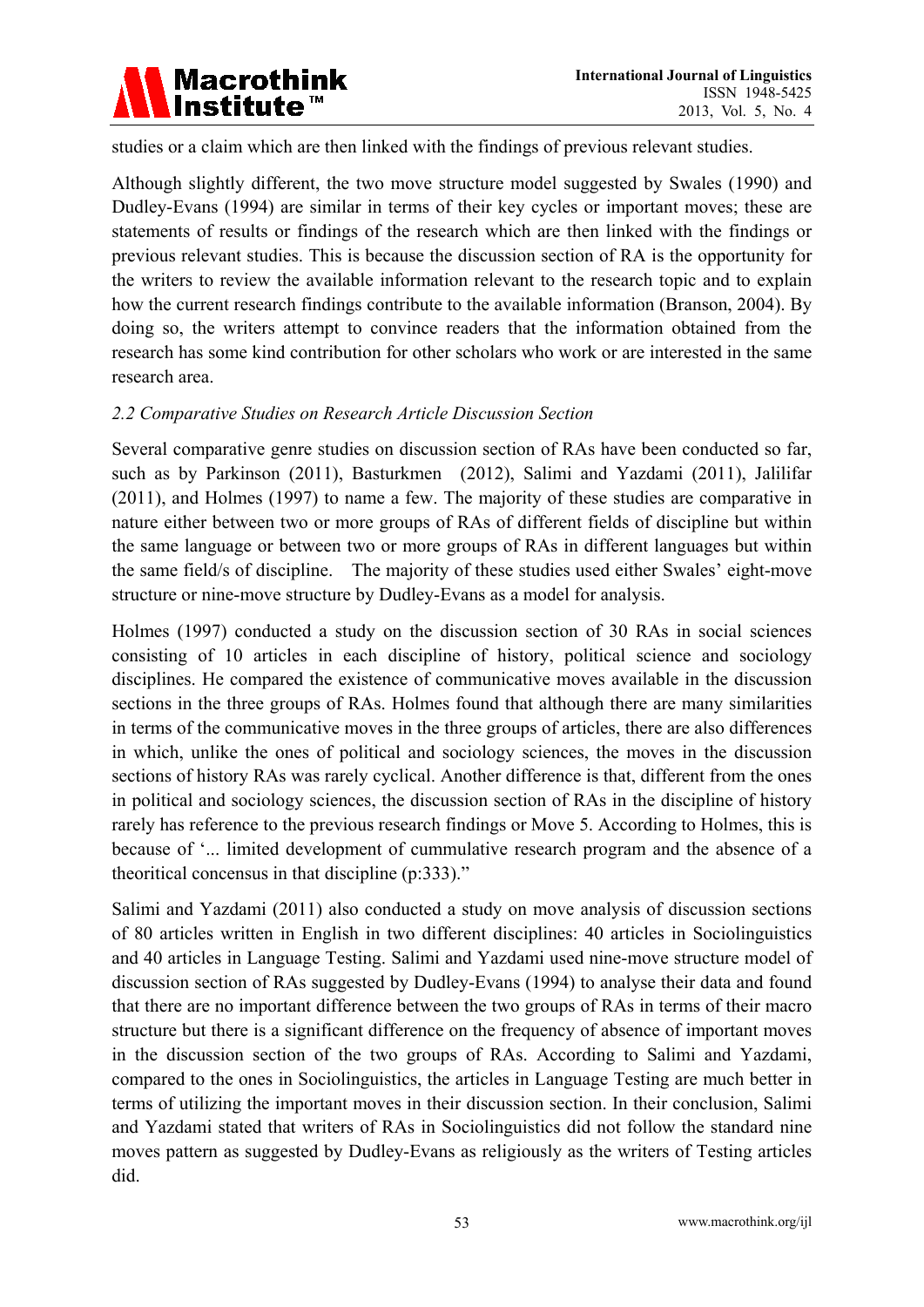studies or a claim which are then linked with the findings of previous relevant studies.

Although slightly different, the two move structure model suggested by Swales (1990) and Dudley-Evans (1994) are similar in terms of their key cycles or important moves; these are statements of results or findings of the research which are then linked with the findings or previous relevant studies. This is because the discussion section of RA is the opportunity for the writers to review the available information relevant to the research topic and to explain how the current research findings contribute to the available information (Branson, 2004). By doing so, the writers attempt to convince readers that the information obtained from the research has some kind contribution for other scholars who work or are interested in the same research area.

### *2.2 Comparative Studies on Research Article Discussion Section*

Several comparative genre studies on discussion section of RAs have been conducted so far, such as by Parkinson (2011), Basturkmen (2012), Salimi and Yazdami (2011), Jalilifar (2011), and Holmes (1997) to name a few. The majority of these studies are comparative in nature either between two or more groups of RAs of different fields of discipline but within the same language or between two or more groups of RAs in different languages but within the same field/s of discipline. The majority of these studies used either Swales' eight-move structure or nine-move structure by Dudley-Evans as a model for analysis.

Holmes (1997) conducted a study on the discussion section of 30 RAs in social sciences consisting of 10 articles in each discipline of history, political science and sociology disciplines. He compared the existence of communicative moves available in the discussion sections in the three groups of RAs. Holmes found that although there are many similarities in terms of the communicative moves in the three groups of articles, there are also differences in which, unlike the ones of political and sociology sciences, the moves in the discussion sections of history RAs was rarely cyclical. Another difference is that, different from the ones in political and sociology sciences, the discussion section of RAs in the discipline of history rarely has reference to the previous research findings or Move 5. According to Holmes, this is because of '... limited development of cummulative research program and the absence of a theoritical concensus in that discipline (p:333)."

Salimi and Yazdami (2011) also conducted a study on move analysis of discussion sections of 80 articles written in English in two different disciplines: 40 articles in Sociolinguistics and 40 articles in Language Testing. Salimi and Yazdami used nine-move structure model of discussion section of RAs suggested by Dudley-Evans (1994) to analyse their data and found that there are no important difference between the two groups of RAs in terms of their macro structure but there is a significant difference on the frequency of absence of important moves in the discussion section of the two groups of RAs. According to Salimi and Yazdami, compared to the ones in Sociolinguistics, the articles in Language Testing are much better in terms of utilizing the important moves in their discussion section. In their conclusion, Salimi and Yazdami stated that writers of RAs in Sociolinguistics did not follow the standard nine moves pattern as suggested by Dudley-Evans as religiously as the writers of Testing articles did.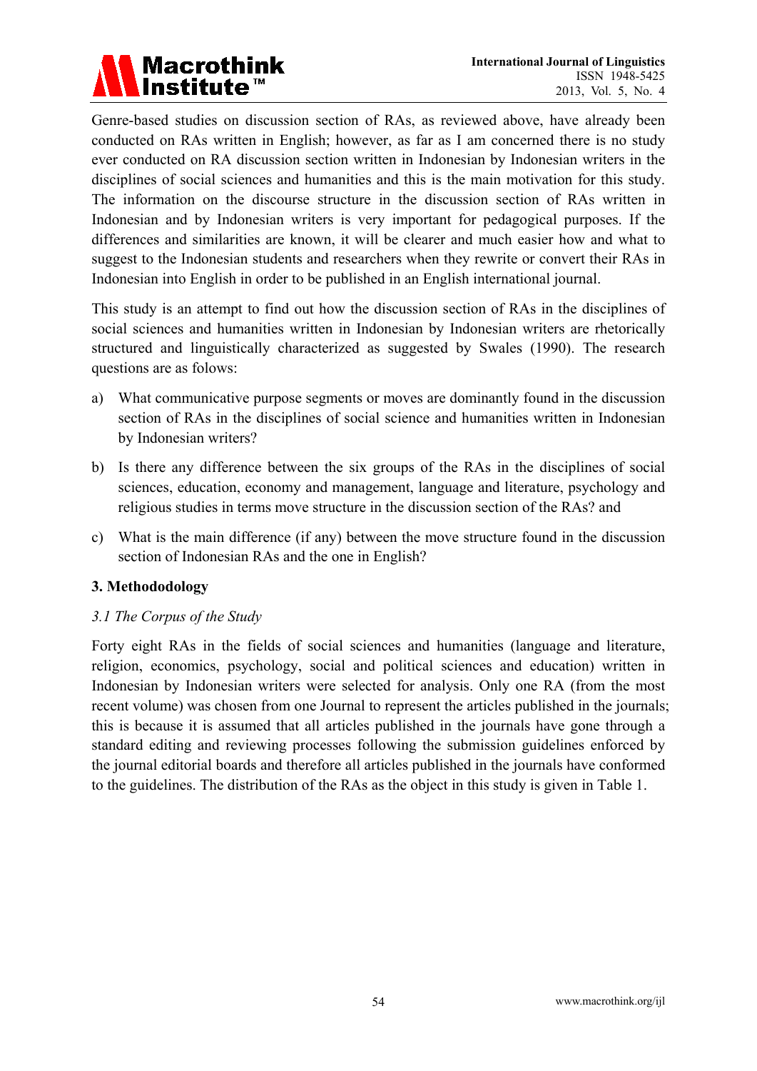Genre-based studies on discussion section of RAs, as reviewed above, have already been conducted on RAs written in English; however, as far as I am concerned there is no study ever conducted on RA discussion section written in Indonesian by Indonesian writers in the disciplines of social sciences and humanities and this is the main motivation for this study. The information on the discourse structure in the discussion section of RAs written in Indonesian and by Indonesian writers is very important for pedagogical purposes. If the differences and similarities are known, it will be clearer and much easier how and what to suggest to the Indonesian students and researchers when they rewrite or convert their RAs in Indonesian into English in order to be published in an English international journal.

This study is an attempt to find out how the discussion section of RAs in the disciplines of social sciences and humanities written in Indonesian by Indonesian writers are rhetorically structured and linguistically characterized as suggested by Swales (1990). The research questions are as folows:

a) What communicative purpose segments or moves are dominantly found in the discussion section of RAs in the disciplines of social science and humanities written in Indonesian by Indonesian writers?

b) Is there any difference between the six groups of the RAs in the disciplines of social sciences, education, economy and management, language and literature, psychology and religious studies in terms move structure in the discussion section of the RAs? and

c) What is the main difference (if any) between the move structure found in the discussion section of Indonesian RAs and the one in English?

## 3. Methododology

### *3.1 The Corpus of the Study*

Forty eight RAs in the fields of social sciences and humanities (language and literature, religion, economics, psychology, social and political sciences and education) written in Indonesian by Indonesian writers were selected for analysis. Only one RA (from the most recent volume) was chosen from one Journal to represent the articles published in the journals; this is because it is assumed that all articles published in the journals have gone through a standard editing and reviewing processes following the submission guidelines enforced by the journal editorial boards and therefore all articles published in the journals have conformed to the guidelines. The distribution of the RAs as the object in this study is given in Table 1.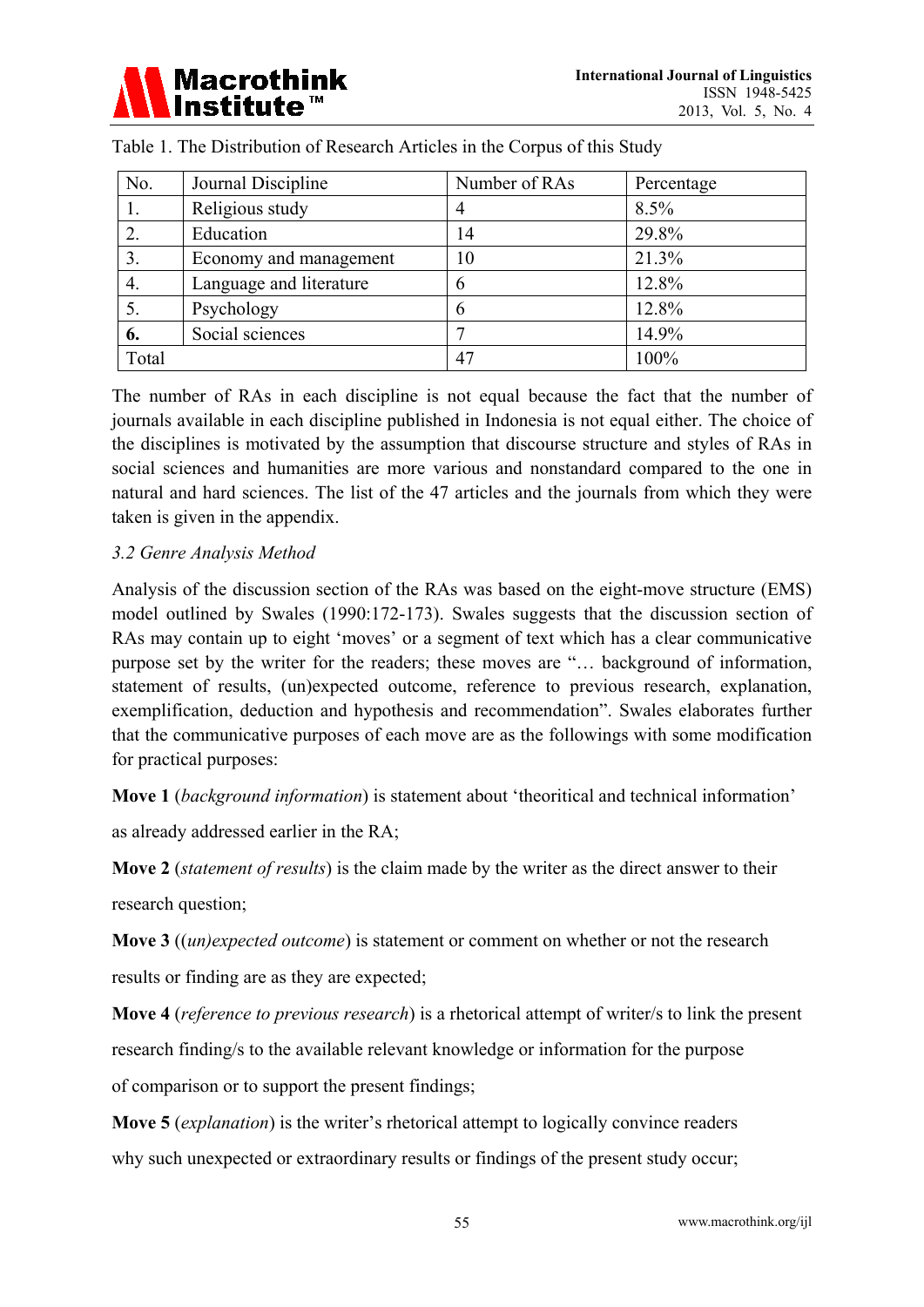Table 1. The Distribution of Research Articles in the Corpus of this Study

| No. | Journal Discipline | Number of RAs | Percentage |
|---|---|---|---|
| 1. | Religious study | 4 | 8.5% |
| 2. | Education | 14 | 29.8% |
| 3. | Economy and management | 10 | 21.3% |
| 4. | Language and literature | 6 | 12.8% |
| 5. | Psychology | 6 | 12.8% |
| **6.** | Social sciences | 7 | 14.9% |
| Total | | 47 | 100% |

The number of RAs in each discipline is not equal because the fact that the number of journals available in each discipline published in Indonesia is not equal either. The choice of the disciplines is motivated by the assumption that discourse structure and styles of RAs in social sciences and humanities are more various and nonstandard compared to the one in natural and hard sciences. The list of the 47 articles and the journals from which they were taken is given in the appendix.

### *3.2 Genre Analysis Method*

Analysis of the discussion section of the RAs was based on the eight-move structure (EMS) model outlined by Swales (1990:172-173). Swales suggests that the discussion section of RAs may contain up to eight 'moves' or a segment of text which has a clear communicative purpose set by the writer for the readers; these moves are "… background of information, statement of results, (un)expected outcome, reference to previous research, explanation, exemplification, deduction and hypothesis and recommendation". Swales elaborates further that the communicative purposes of each move are as the followings with some modification for practical purposes:

**Move 1** (*background information*) is statement about 'theoritical and technical information' as already addressed earlier in the RA;

**Move 2** (*statement of results*) is the claim made by the writer as the direct answer to their research question;

**Move 3** ((*un)expected outcome*) is statement or comment on whether or not the research results or finding are as they are expected;

**Move 4** (*reference to previous research*) is a rhetorical attempt of writer/s to link the present research finding/s to the available relevant knowledge or information for the purpose of comparison or to support the present findings;

**Move 5** (*explanation*) is the writer's rhetorical attempt to logically convince readers why such unexpected or extraordinary results or findings of the present study occur;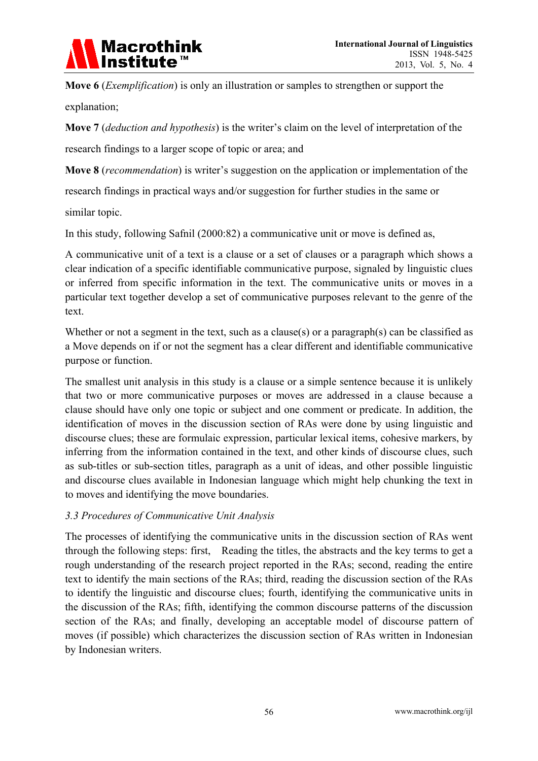**Move 6** (*Exemplification*) is only an illustration or samples to strengthen or support the explanation;

**Move 7** (*deduction and hypothesis*) is the writer's claim on the level of interpretation of the research findings to a larger scope of topic or area; and

**Move 8** (*recommendation*) is writer's suggestion on the application or implementation of the research findings in practical ways and/or suggestion for further studies in the same or similar topic.

In this study, following Safnil (2000:82) a communicative unit or move is defined as,

A communicative unit of a text is a clause or a set of clauses or a paragraph which shows a clear indication of a specific identifiable communicative purpose, signaled by linguistic clues or inferred from specific information in the text. The communicative units or moves in a particular text together develop a set of communicative purposes relevant to the genre of the text.

Whether or not a segment in the text, such as a clause(s) or a paragraph(s) can be classified as a Move depends on if or not the segment has a clear different and identifiable communicative purpose or function.

The smallest unit analysis in this study is a clause or a simple sentence because it is unlikely that two or more communicative purposes or moves are addressed in a clause because a clause should have only one topic or subject and one comment or predicate. In addition, the identification of moves in the discussion section of RAs were done by using linguistic and discourse clues; these are formulaic expression, particular lexical items, cohesive markers, by inferring from the information contained in the text, and other kinds of discourse clues, such as sub-titles or sub-section titles, paragraph as a unit of ideas, and other possible linguistic and discourse clues available in Indonesian language which might help chunking the text in to moves and identifying the move boundaries.

### *3.3 Procedures of Communicative Unit Analysis*

The processes of identifying the communicative units in the discussion section of RAs went through the following steps: first, Reading the titles, the abstracts and the key terms to get a rough understanding of the research project reported in the RAs; second, reading the entire text to identify the main sections of the RAs; third, reading the discussion section of the RAs to identify the linguistic and discourse clues; fourth, identifying the communicative units in the discussion of the RAs; fifth, identifying the common discourse patterns of the discussion section of the RAs; and finally, developing an acceptable model of discourse pattern of moves (if possible) which characterizes the discussion section of RAs written in Indonesian by Indonesian writers.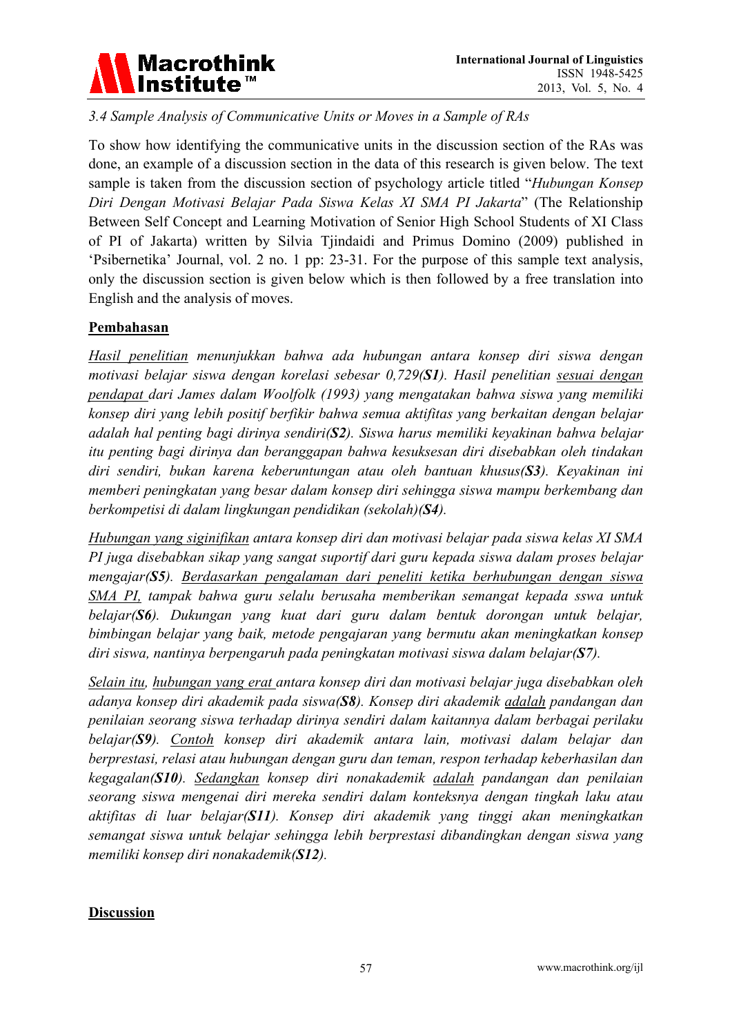*3.4 Sample Analysis of Communicative Units or Moves in a Sample of RAs*

To show how identifying the communicative units in the discussion section of the RAs was done, an example of a discussion section in the data of this research is given below. The text sample is taken from the discussion section of psychology article titled "*Hubungan Konsep Diri Dengan Motivasi Belajar Pada Siswa Kelas XI SMA PI Jakarta*" (The Relationship Between Self Concept and Learning Motivation of Senior High School Students of XI Class of PI of Jakarta) written by Silvia Tjindaidi and Primus Domino (2009) published in 'Psibernetika' Journal, vol. 2 no. 1 pp: 23-31. For the purpose of this sample text analysis, only the discussion section is given below which is then followed by a free translation into English and the analysis of moves.

**<u>Pembahasan</u>**

*<u>Hasil penelitian</u> menunjukkan bahwa ada hubungan antara konsep diri siswa dengan motivasi belajar siswa dengan korelasi sebesar 0,729(**S1**). Hasil penelitian <u>sesuai dengan pendapat</u> dari James dalam Woolfolk (1993) yang mengatakan bahwa siswa yang memiliki konsep diri yang lebih positif berfikir bahwa semua aktifitas yang berkaitan dengan belajar adalah hal penting bagi dirinya sendiri(**S2**). Siswa harus memiliki keyakinan bahwa belajar itu penting bagi dirinya dan beranggapan bahwa kesuksesan diri disebabkan oleh tindakan diri sendiri, bukan karena keberuntungan atau oleh bantuan khusus(**S3**). Keyakinan ini memberi peningkatan yang besar dalam konsep diri sehingga siswa mampu berkembang dan berkompetisi di dalam lingkungan pendidikan (sekolah)(**S4**).*

*<u>Hubungan yang siginifikan</u> antara konsep diri dan motivasi belajar pada siswa kelas XI SMA PI juga disebabkan sikap yang sangat suportif dari guru kepada siswa dalam proses belajar mengajar(**S5**). <u>Berdasarkan pengalaman dari peneliti ketika berhubungan dengan siswa SMA PI,</u> tampak bahwa guru selalu berusaha memberikan semangat kepada sswa untuk belajar(**S6**). Dukungan yang kuat dari guru dalam bentuk dorongan untuk belajar, bimbingan belajar yang baik, metode pengajaran yang bermutu akan meningkatkan konsep diri siswa, nantinya berpengaruh pada peningkatan motivasi siswa dalam belajar(**S7**).*

*<u>Selain itu</u>, <u>hubungan yang erat</u> antara konsep diri dan motivasi belajar juga disebabkan oleh adanya konsep diri akademik pada siswa(**S8**). Konsep diri akademik <u>adalah</u> pandangan dan penilaian seorang siswa terhadap dirinya sendiri dalam kaitannya dalam berbagai perilaku belajar(**S9**). <u>Contoh</u> konsep diri akademik antara lain, motivasi dalam belajar dan berprestasi, relasi atau hubungan dengan guru dan teman, respon terhadap keberhasilan dan kegagalan(**S10**). <u>Sedangkan</u> konsep diri nonakademik <u>adalah</u> pandangan dan penilaian seorang siswa mengenai diri mereka sendiri dalam konteksnya dengan tingkah laku atau aktifitas di luar belajar(**S11**). Konsep diri akademik yang tinggi akan meningkatkan semangat siswa untuk belajar sehingga lebih berprestasi dibandingkan dengan siswa yang memiliki konsep diri nonakademik(**S12**).*

**<u>Discussion</u>**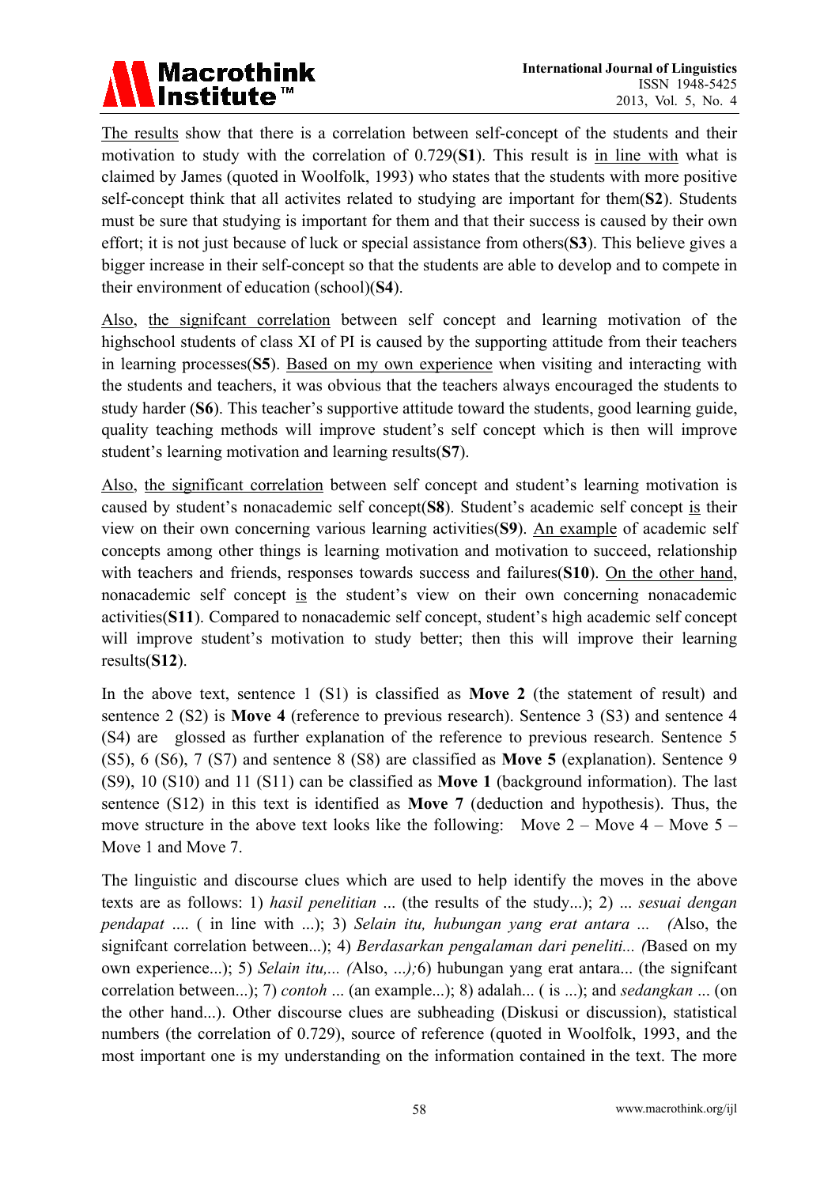The results show that there is a correlation between self-concept of the students and their motivation to study with the correlation of 0.729(**S1**). This result is in line with what is claimed by James (quoted in Woolfolk, 1993) who states that the students with more positive self-concept think that all activites related to studying are important for them(**S2**). Students must be sure that studying is important for them and that their success is caused by their own effort; it is not just because of luck or special assistance from others(**S3**). This believe gives a bigger increase in their self-concept so that the students are able to develop and to compete in their environment of education (school)(**S4**).

Also, the signifcant correlation between self concept and learning motivation of the highschool students of class XI of PI is caused by the supporting attitude from their teachers in learning processes(**S5**). Based on my own experience when visiting and interacting with the students and teachers, it was obvious that the teachers always encouraged the students to study harder (**S6**). This teacher's supportive attitude toward the students, good learning guide, quality teaching methods will improve student's self concept which is then will improve student's learning motivation and learning results(**S7**).

Also, the significant correlation between self concept and student's learning motivation is caused by student's nonacademic self concept(**S8**). Student's academic self concept is their view on their own concerning various learning activities(**S9**). An example of academic self concepts among other things is learning motivation and motivation to succeed, relationship with teachers and friends, responses towards success and failures(**S10**). On the other hand, nonacademic self concept is the student's view on their own concerning nonacademic activities(**S11**). Compared to nonacademic self concept, student's high academic self concept will improve student's motivation to study better; then this will improve their learning results(**S12**).

In the above text, sentence 1 (S1) is classified as **Move 2** (the statement of result) and sentence 2 (S2) is **Move 4** (reference to previous research). Sentence 3 (S3) and sentence 4 (S4) are glossed as further explanation of the reference to previous research. Sentence 5 (S5), 6 (S6), 7 (S7) and sentence 8 (S8) are classified as **Move 5** (explanation). Sentence 9 (S9), 10 (S10) and 11 (S11) can be classified as **Move 1** (background information). The last sentence (S12) in this text is identified as **Move 7** (deduction and hypothesis). Thus, the move structure in the above text looks like the following: Move 2 – Move 4 – Move 5 – Move 1 and Move 7.

The linguistic and discourse clues which are used to help identify the moves in the above texts are as follows: 1) *hasil penelitian* ... (the results of the study...); 2) ... *sesuai dengan pendapat* .... ( in line with ...); 3) *Selain itu, hubungan yang erat antara ...* (Also, the signifcant correlation between...); 4) *Berdasarkan pengalaman dari peneliti...* (Based on my own experience...); 5) *Selain itu,...* (Also, ...);6) hubungan yang erat antara... (the signifcant correlation between...); 7) *contoh* ... (an example...); 8) adalah... ( is ...); and *sedangkan* ... (on the other hand...). Other discourse clues are subheading (Diskusi or discussion), statistical numbers (the correlation of 0.729), source of reference (quoted in Woolfolk, 1993, and the most important one is my understanding on the information contained in the text. The more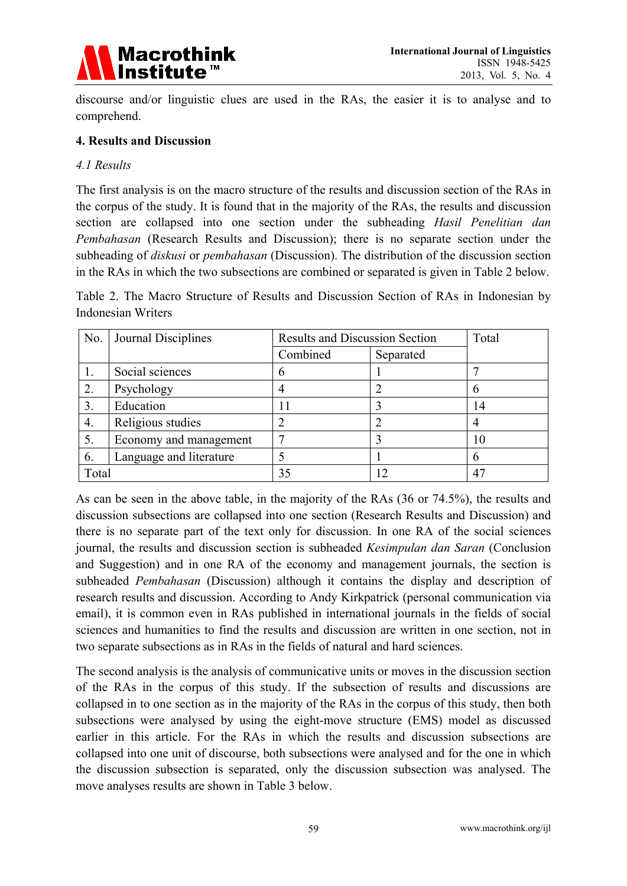discourse and/or linguistic clues are used in the RAs, the easier it is to analyse and to comprehend.

## 4. Results and Discussion

### *4.1 Results*

The first analysis is on the macro structure of the results and discussion section of the RAs in the corpus of the study. It is found that in the majority of the RAs, the results and discussion section are collapsed into one section under the subheading *Hasil Penelitian dan Pembahasan* (Research Results and Discussion); there is no separate section under the subheading of *diskusi* or *pembahasan* (Discussion). The distribution of the discussion section in the RAs in which the two subsections are combined or separated is given in Table 2 below.

Table 2. The Macro Structure of Results and Discussion Section of RAs in Indonesian by Indonesian Writers

| No. | Journal Disciplines | Results and Discussion Section | | Total |
|---|---|---|---|---|
| | | Combined | Separated | |
| 1. | Social sciences | 6 | 1 | 7 |
| 2. | Psychology | 4 | 2 | 6 |
| 3. | Education | 11 | 3 | 14 |
| 4. | Religious studies | 2 | 2 | 4 |
| 5. | Economy and management | 7 | 3 | 10 |
| 6. | Language and literature | 5 | 1 | 6 |
| Total | | 35 | 12 | 47 |

As can be seen in the above table, in the majority of the RAs (36 or 74.5%), the results and discussion subsections are collapsed into one section (Research Results and Discussion) and there is no separate part of the text only for discussion. In one RA of the social sciences journal, the results and discussion section is subheaded *Kesimpulan dan Saran* (Conclusion and Suggestion) and in one RA of the economy and management journals, the section is subheaded *Pembahasan* (Discussion) although it contains the display and description of research results and discussion. According to Andy Kirkpatrick (personal communication via email), it is common even in RAs published in international journals in the fields of social sciences and humanities to find the results and discussion are written in one section, not in two separate subsections as in RAs in the fields of natural and hard sciences.

The second analysis is the analysis of communicative units or moves in the discussion section of the RAs in the corpus of this study. If the subsection of results and discussions are collapsed in to one section as in the majority of the RAs in the corpus of this study, then both subsections were analysed by using the eight-move structure (EMS) model as discussed earlier in this article. For the RAs in which the results and discussion subsections are collapsed into one unit of discourse, both subsections were analysed and for the one in which the discussion subsection is separated, only the discussion subsection was analysed. The move analyses results are shown in Table 3 below.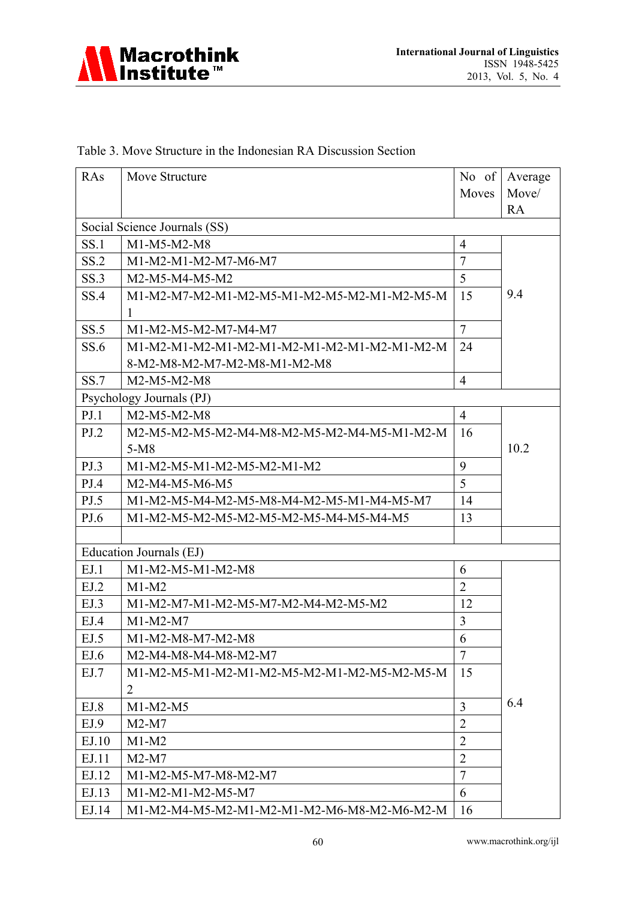Table 3. Move Structure in the Indonesian RA Discussion Section

| RAs | Move Structure | No of Moves | Average Move/ RA |
|---|---|---|---|
| Social Science Journals (SS) | | | |
| SS.1 | M1-M5-M2-M8 | 4 | 9.4 |
| SS.2 | M1-M2-M1-M2-M7-M6-M7 | 7 | |
| SS.3 | M2-M5-M4-M5-M2 | 5 | |
| SS.4 | M1-M2-M7-M2-M1-M2-M5-M1-M2-M5-M2-M1-M2-M5-M1 | 15 | |
| SS.5 | M1-M2-M5-M2-M7-M4-M7 | 7 | |
| SS.6 | M1-M2-M1-M2-M1-M2-M1-M2-M1-M2-M1-M2-M1-M2-M8-M2-M8-M2-M7-M2-M8-M1-M2-M8 | 24 | |
| SS.7 | M2-M5-M2-M8 | 4 | |
| Psychology Journals (PJ) | | | |
| PJ.1 | M2-M5-M2-M8 | 4 | 10.2 |
| PJ.2 | M2-M5-M2-M5-M2-M4-M8-M2-M5-M2-M4-M5-M1-M2-M5-M8 | 16 | |
| PJ.3 | M1-M2-M5-M1-M2-M5-M2-M1-M2 | 9 | |
| PJ.4 | M2-M4-M5-M6-M5 | 5 | |
| PJ.5 | M1-M2-M5-M4-M2-M5-M8-M4-M2-M5-M1-M4-M5-M7 | 14 | |
| PJ.6 | M1-M2-M5-M2-M5-M2-M5-M2-M5-M4-M5-M4-M5 | 13 | |
| | | | |
| Education Journals (EJ) | | | |
| EJ.1 | M1-M2-M5-M1-M2-M8 | 6 | 6.4 |
| EJ.2 | M1-M2 | 2 | |
| EJ.3 | M1-M2-M7-M1-M2-M5-M7-M2-M4-M2-M5-M2 | 12 | |
| EJ.4 | M1-M2-M7 | 3 | |
| EJ.5 | M1-M2-M8-M7-M2-M8 | 6 | |
| EJ.6 | M2-M4-M8-M4-M8-M2-M7 | 7 | |
| EJ.7 | M1-M2-M5-M1-M2-M1-M2-M5-M2-M1-M2-M5-M2-M5-M2 | 15 | |
| EJ.8 | M1-M2-M5 | 3 | |
| EJ.9 | M2-M7 | 2 | |
| EJ.10 | M1-M2 | 2 | |
| EJ.11 | M2-M7 | 2 | |
| EJ.12 | M1-M2-M5-M7-M8-M2-M7 | 7 | |
| EJ.13 | M1-M2-M1-M2-M5-M7 | 6 | |
| EJ.14 | M1-M2-M4-M5-M2-M1-M2-M1-M2-M6-M8-M2-M6-M2-M | 16 | |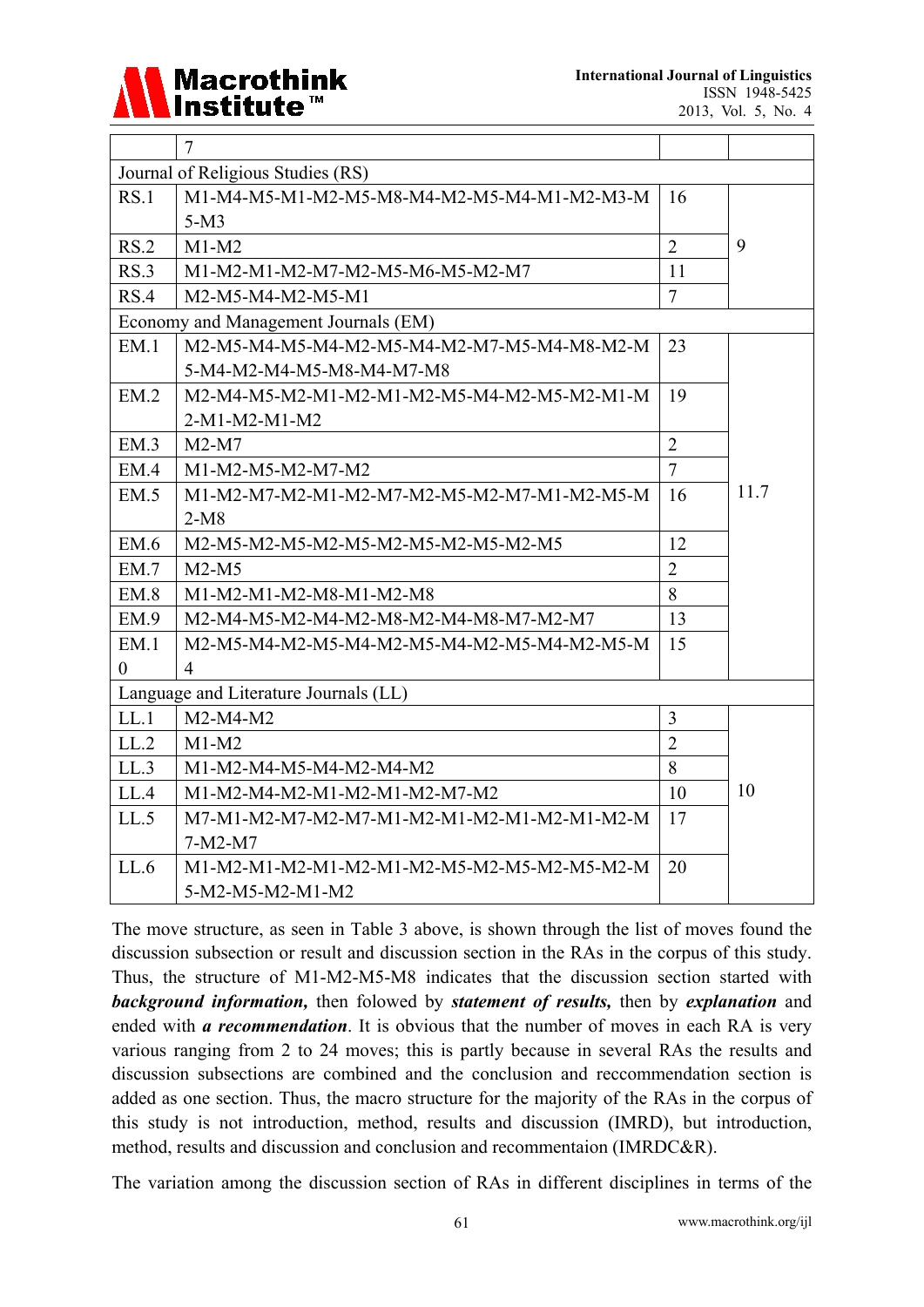| | 7 | | |
|---|---|---|---|
| Journal of Religious Studies (RS) | | | |
| RS.1 | M1-M4-M5-M1-M2-M5-M8-M4-M2-M5-M4-M1-M2-M3-M5-M3 | 16 | 9 |
| RS.2 | M1-M2 | 2 | |
| RS.3 | M1-M2-M1-M2-M7-M2-M5-M6-M5-M2-M7 | 11 | |
| RS.4 | M2-M5-M4-M2-M5-M1 | 7 | |
| Economy and Management Journals (EM) | | | |
| EM.1 | M2-M5-M4-M5-M4-M2-M5-M4-M2-M7-M5-M4-M8-M2-M5-M4-M2-M4-M5-M8-M4-M7-M8 | 23 | 11.7 |
| EM.2 | M2-M4-M5-M2-M1-M2-M1-M2-M5-M4-M2-M5-M2-M1-M2-M1-M2-M1-M2 | 19 | |
| EM.3 | M2-M7 | 2 | |
| EM.4 | M1-M2-M5-M2-M7-M2 | 7 | |
| EM.5 | M1-M2-M7-M2-M1-M2-M7-M2-M5-M2-M7-M1-M2-M5-M2-M8 | 16 | |
| EM.6 | M2-M5-M2-M5-M2-M5-M2-M5-M2-M5-M2-M5 | 12 | |
| EM.7 | M2-M5 | 2 | |
| EM.8 | M1-M2-M1-M2-M8-M1-M2-M8 | 8 | |
| EM.9 | M2-M4-M5-M2-M4-M2-M8-M2-M4-M8-M7-M2-M7 | 13 | |
| EM.10 | M2-M5-M4-M2-M5-M4-M2-M5-M4-M2-M5-M4-M2-M5-M4 | 15 | |
| Language and Literature Journals (LL) | | | |
| LL.1 | M2-M4-M2 | 3 | 10 |
| LL.2 | M1-M2 | 2 | |
| LL.3 | M1-M2-M4-M5-M4-M2-M4-M2 | 8 | |
| LL.4 | M1-M2-M4-M2-M1-M2-M1-M2-M7-M2 | 10 | |
| LL.5 | M7-M1-M2-M7-M2-M7-M1-M2-M1-M2-M1-M2-M1-M2-M7-M2-M7 | 17 | |
| LL.6 | M1-M2-M1-M2-M1-M2-M1-M2-M5-M2-M5-M2-M5-M2-M5-M2-M5-M2-M1-M2 | 20 | |

The move structure, as seen in Table 3 above, is shown through the list of moves found the discussion subsection or result and discussion section in the RAs in the corpus of this study. Thus, the structure of M1-M2-M5-M8 indicates that the discussion section started with ***background information,*** then folowed by ***statement of results,*** then by ***explanation*** and ended with ***a recommendation***. It is obvious that the number of moves in each RA is very various ranging from 2 to 24 moves; this is partly because in several RAs the results and discussion subsections are combined and the conclusion and reccommendation section is added as one section. Thus, the macro structure for the majority of the RAs in the corpus of this study is not introduction, method, results and discussion (IMRD), but introduction, method, results and discussion and conclusion and recommentaion (IMRDC&R).

The variation among the discussion section of RAs in different disciplines in terms of the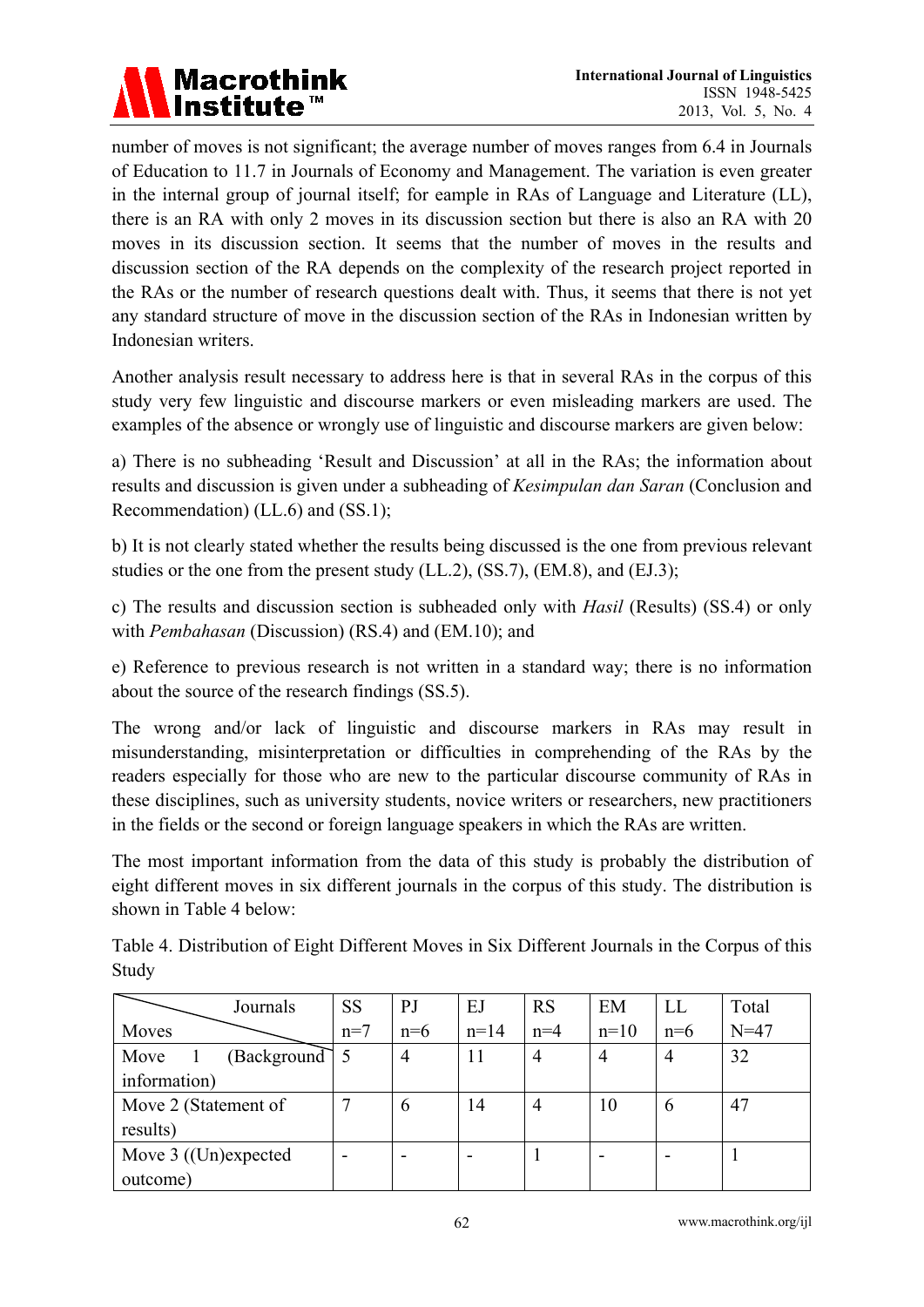number of moves is not significant; the average number of moves ranges from 6.4 in Journals of Education to 11.7 in Journals of Economy and Management. The variation is even greater in the internal group of journal itself; for eample in RAs of Language and Literature (LL), there is an RA with only 2 moves in its discussion section but there is also an RA with 20 moves in its discussion section. It seems that the number of moves in the results and discussion section of the RA depends on the complexity of the research project reported in the RAs or the number of research questions dealt with. Thus, it seems that there is not yet any standard structure of move in the discussion section of the RAs in Indonesian written by Indonesian writers.

Another analysis result necessary to address here is that in several RAs in the corpus of this study very few linguistic and discourse markers or even misleading markers are used. The examples of the absence or wrongly use of linguistic and discourse markers are given below:

a) There is no subheading 'Result and Discussion' at all in the RAs; the information about results and discussion is given under a subheading of *Kesimpulan dan Saran* (Conclusion and Recommendation) (LL.6) and (SS.1);

b) It is not clearly stated whether the results being discussed is the one from previous relevant studies or the one from the present study (LL.2), (SS.7), (EM.8), and (EJ.3);

c) The results and discussion section is subheaded only with *Hasil* (Results) (SS.4) or only with *Pembahasan* (Discussion) (RS.4) and (EM.10); and

e) Reference to previous research is not written in a standard way; there is no information about the source of the research findings (SS.5).

The wrong and/or lack of linguistic and discourse markers in RAs may result in misunderstanding, misinterpretation or difficulties in comprehending of the RAs by the readers especially for those who are new to the particular discourse community of RAs in these disciplines, such as university students, novice writers or researchers, new practitioners in the fields or the second or foreign language speakers in which the RAs are written.

The most important information from the data of this study is probably the distribution of eight different moves in six different journals in the corpus of this study. The distribution is shown in Table 4 below:

Table 4. Distribution of Eight Different Moves in Six Different Journals in the Corpus of this Study

| Moves \ Journals | SS n=7 | PJ n=6 | EJ n=14 | RS n=4 | EM n=10 | LL n=6 | Total N=47 |
|---|---|---|---|---|---|---|---|
| Move 1 (Background information) | 5 | 4 | 11 | 4 | 4 | 4 | 32 |
| Move 2 (Statement of results) | 7 | 6 | 14 | 4 | 10 | 6 | 47 |
| Move 3 ((Un)expected outcome) | - | - | - | 1 | - | - | 1 |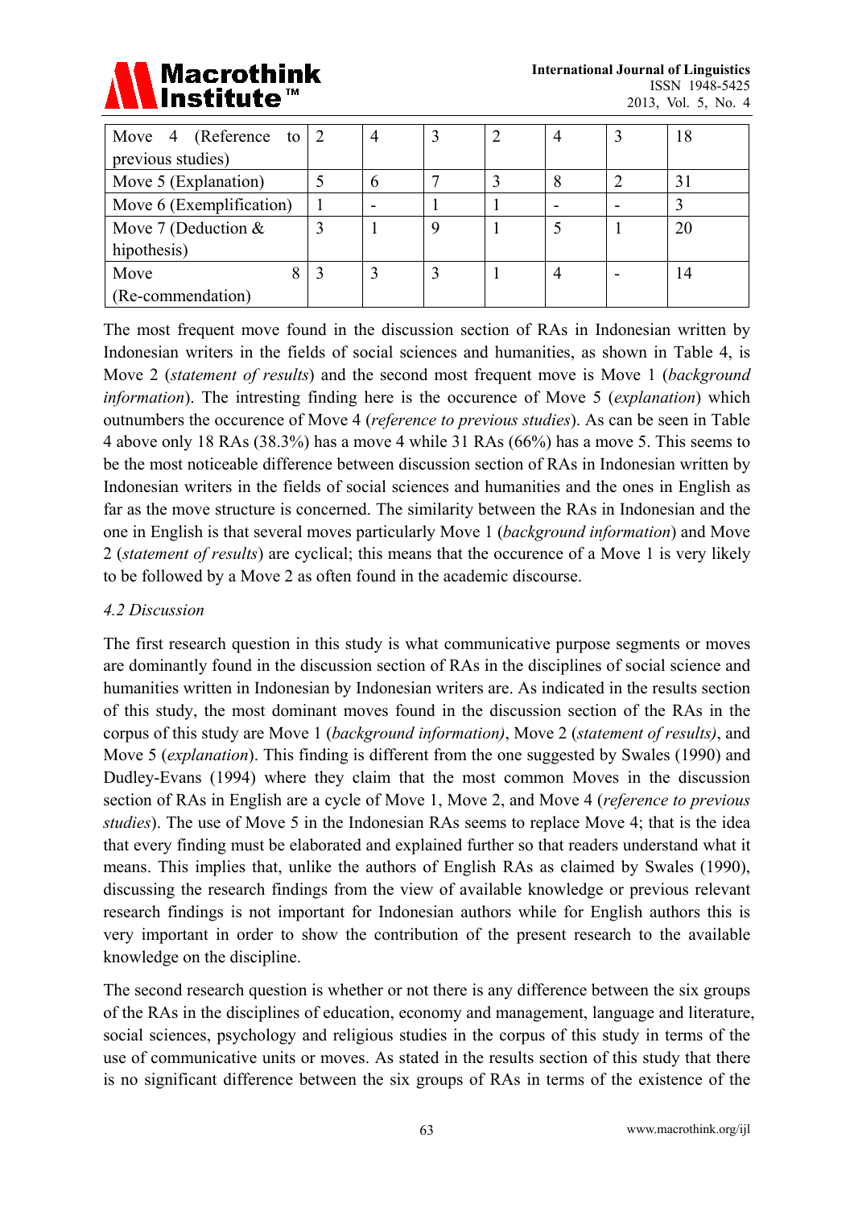| | | | | | | | |
|---|---|---|---|---|---|---|---|
| Move 4 (Reference to previous studies) | 2 | 4 | 3 | 2 | 4 | 3 | 18 |
| Move 5 (Explanation) | 5 | 6 | 7 | 3 | 8 | 2 | 31 |
| Move 6 (Exemplification) | 1 | - | 1 | 1 | - | - | 3 |
| Move 7 (Deduction & hipothesis) | 3 | 1 | 9 | 1 | 5 | 1 | 20 |
| Move 8 (Re-commendation) | 3 | 3 | 3 | 1 | 4 | - | 14 |

The most frequent move found in the discussion section of RAs in Indonesian written by Indonesian writers in the fields of social sciences and humanities, as shown in Table 4, is Move 2 (*statement of results*) and the second most frequent move is Move 1 (*background information*). The intresting finding here is the occurence of Move 5 (*explanation*) which outnumbers the occurence of Move 4 (*reference to previous studies*). As can be seen in Table 4 above only 18 RAs (38.3%) has a move 4 while 31 RAs (66%) has a move 5. This seems to be the most noticeable difference between discussion section of RAs in Indonesian written by Indonesian writers in the fields of social sciences and humanities and the ones in English as far as the move structure is concerned. The similarity between the RAs in Indonesian and the one in English is that several moves particularly Move 1 (*background information*) and Move 2 (*statement of results*) are cyclical; this means that the occurence of a Move 1 is very likely to be followed by a Move 2 as often found in the academic discourse.

### *4.2 Discussion*

The first research question in this study is what communicative purpose segments or moves are dominantly found in the discussion section of RAs in the disciplines of social science and humanities written in Indonesian by Indonesian writers are. As indicated in the results section of this study, the most dominant moves found in the discussion section of the RAs in the corpus of this study are Move 1 (*background information)*, Move 2 (*statement of results)*, and Move 5 (*explanation*). This finding is different from the one suggested by Swales (1990) and Dudley-Evans (1994) where they claim that the most common Moves in the discussion section of RAs in English are a cycle of Move 1, Move 2, and Move 4 (*reference to previous studies*). The use of Move 5 in the Indonesian RAs seems to replace Move 4; that is the idea that every finding must be elaborated and explained further so that readers understand what it means. This implies that, unlike the authors of English RAs as claimed by Swales (1990), discussing the research findings from the view of available knowledge or previous relevant research findings is not important for Indonesian authors while for English authors this is very important in order to show the contribution of the present research to the available knowledge on the discipline.

The second research question is whether or not there is any difference between the six groups of the RAs in the disciplines of education, economy and management, language and literature, social sciences, psychology and religious studies in the corpus of this study in terms of the use of communicative units or moves. As stated in the results section of this study that there is no significant difference between the six groups of RAs in terms of the existence of the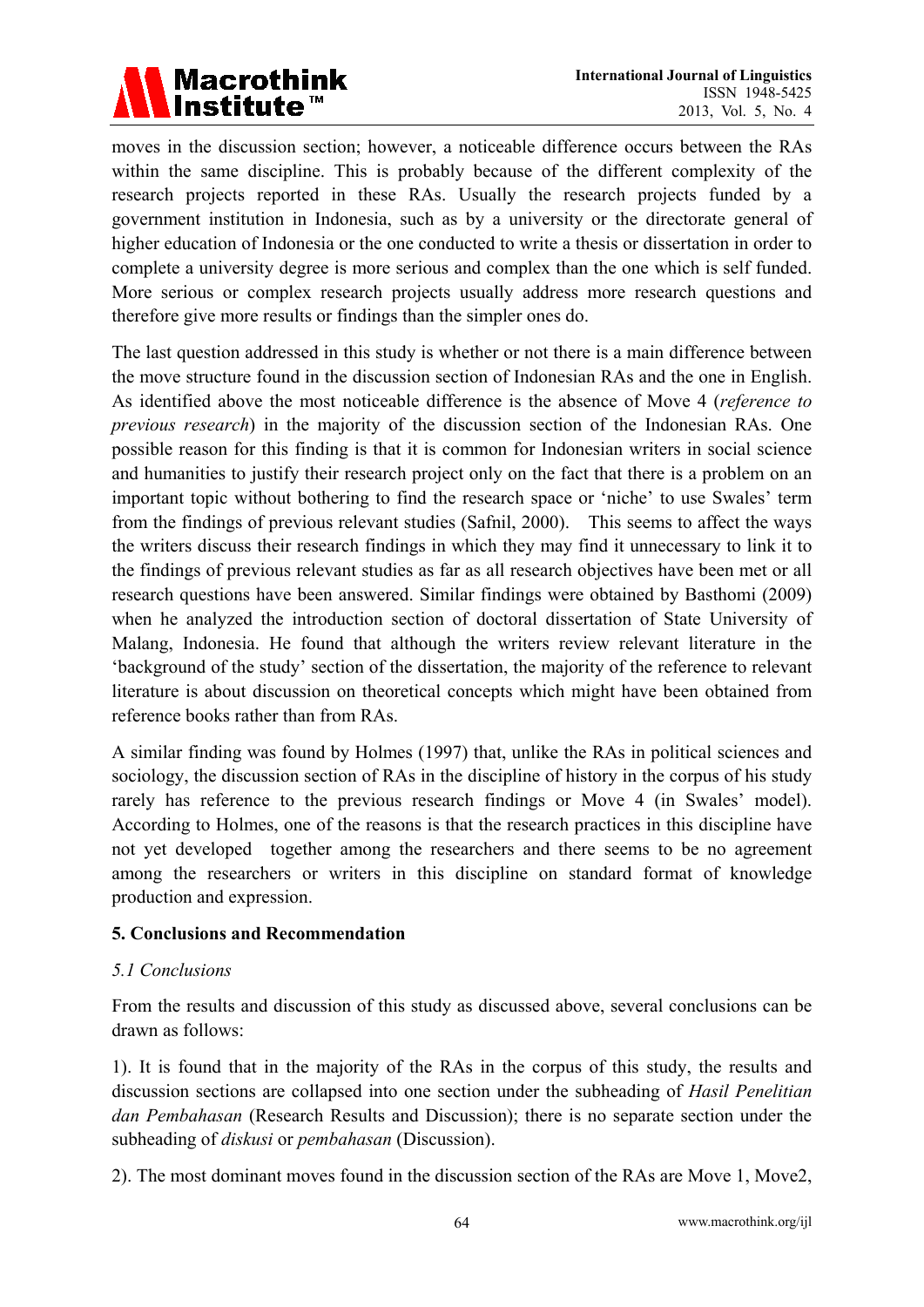moves in the discussion section; however, a noticeable difference occurs between the RAs within the same discipline. This is probably because of the different complexity of the research projects reported in these RAs. Usually the research projects funded by a government institution in Indonesia, such as by a university or the directorate general of higher education of Indonesia or the one conducted to write a thesis or dissertation in order to complete a university degree is more serious and complex than the one which is self funded. More serious or complex research projects usually address more research questions and therefore give more results or findings than the simpler ones do.

The last question addressed in this study is whether or not there is a main difference between the move structure found in the discussion section of Indonesian RAs and the one in English. As identified above the most noticeable difference is the absence of Move 4 (*reference to previous research*) in the majority of the discussion section of the Indonesian RAs. One possible reason for this finding is that it is common for Indonesian writers in social science and humanities to justify their research project only on the fact that there is a problem on an important topic without bothering to find the research space or 'niche' to use Swales' term from the findings of previous relevant studies (Safnil, 2000). This seems to affect the ways the writers discuss their research findings in which they may find it unnecessary to link it to the findings of previous relevant studies as far as all research objectives have been met or all research questions have been answered. Similar findings were obtained by Basthomi (2009) when he analyzed the introduction section of doctoral dissertation of State University of Malang, Indonesia. He found that although the writers review relevant literature in the 'background of the study' section of the dissertation, the majority of the reference to relevant literature is about discussion on theoretical concepts which might have been obtained from reference books rather than from RAs.

A similar finding was found by Holmes (1997) that, unlike the RAs in political sciences and sociology, the discussion section of RAs in the discipline of history in the corpus of his study rarely has reference to the previous research findings or Move 4 (in Swales' model). According to Holmes, one of the reasons is that the research practices in this discipline have not yet developed together among the researchers and there seems to be no agreement among the researchers or writers in this discipline on standard format of knowledge production and expression.

## 5. Conclusions and Recommendation

### *5.1 Conclusions*

From the results and discussion of this study as discussed above, several conclusions can be drawn as follows:

1). It is found that in the majority of the RAs in the corpus of this study, the results and discussion sections are collapsed into one section under the subheading of *Hasil Penelitian dan Pembahasan* (Research Results and Discussion); there is no separate section under the subheading of *diskusi* or *pembahasan* (Discussion).

2). The most dominant moves found in the discussion section of the RAs are Move 1, Move2,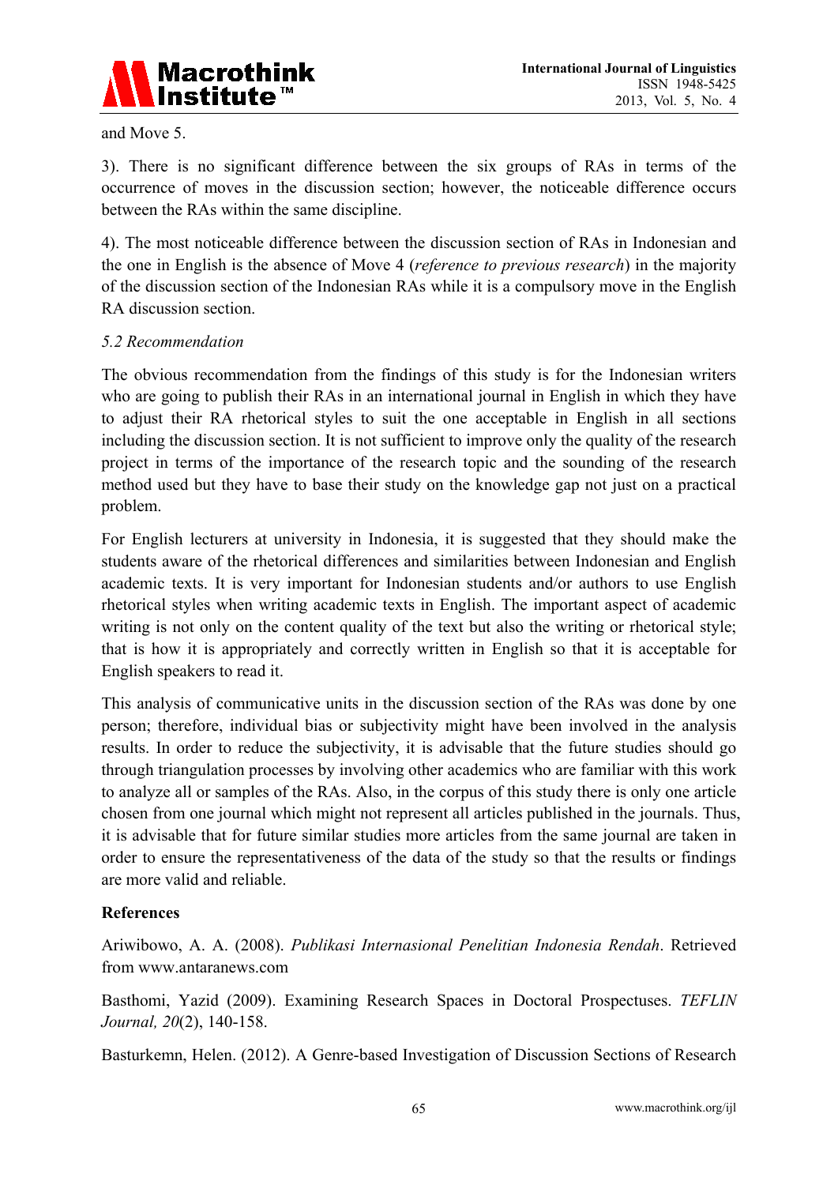and Move 5.

3). There is no significant difference between the six groups of RAs in terms of the occurrence of moves in the discussion section; however, the noticeable difference occurs between the RAs within the same discipline.

4). The most noticeable difference between the discussion section of RAs in Indonesian and the one in English is the absence of Move 4 (*reference to previous research*) in the majority of the discussion section of the Indonesian RAs while it is a compulsory move in the English RA discussion section.

### *5.2 Recommendation*

The obvious recommendation from the findings of this study is for the Indonesian writers who are going to publish their RAs in an international journal in English in which they have to adjust their RA rhetorical styles to suit the one acceptable in English in all sections including the discussion section. It is not sufficient to improve only the quality of the research project in terms of the importance of the research topic and the sounding of the research method used but they have to base their study on the knowledge gap not just on a practical problem.

For English lecturers at university in Indonesia, it is suggested that they should make the students aware of the rhetorical differences and similarities between Indonesian and English academic texts. It is very important for Indonesian students and/or authors to use English rhetorical styles when writing academic texts in English. The important aspect of academic writing is not only on the content quality of the text but also the writing or rhetorical style; that is how it is appropriately and correctly written in English so that it is acceptable for English speakers to read it.

This analysis of communicative units in the discussion section of the RAs was done by one person; therefore, individual bias or subjectivity might have been involved in the analysis results. In order to reduce the subjectivity, it is advisable that the future studies should go through triangulation processes by involving other academics who are familiar with this work to analyze all or samples of the RAs. Also, in the corpus of this study there is only one article chosen from one journal which might not represent all articles published in the journals. Thus, it is advisable that for future similar studies more articles from the same journal are taken in order to ensure the representativeness of the data of the study so that the results or findings are more valid and reliable.

## References

Ariwibowo, A. A. (2008). *Publikasi Internasional Penelitian Indonesia Rendah*. Retrieved from www.antaranews.com

Basthomi, Yazid (2009). Examining Research Spaces in Doctoral Prospectuses. *TEFLIN Journal, 20*(2), 140-158.

Basturkemn, Helen. (2012). A Genre-based Investigation of Discussion Sections of Research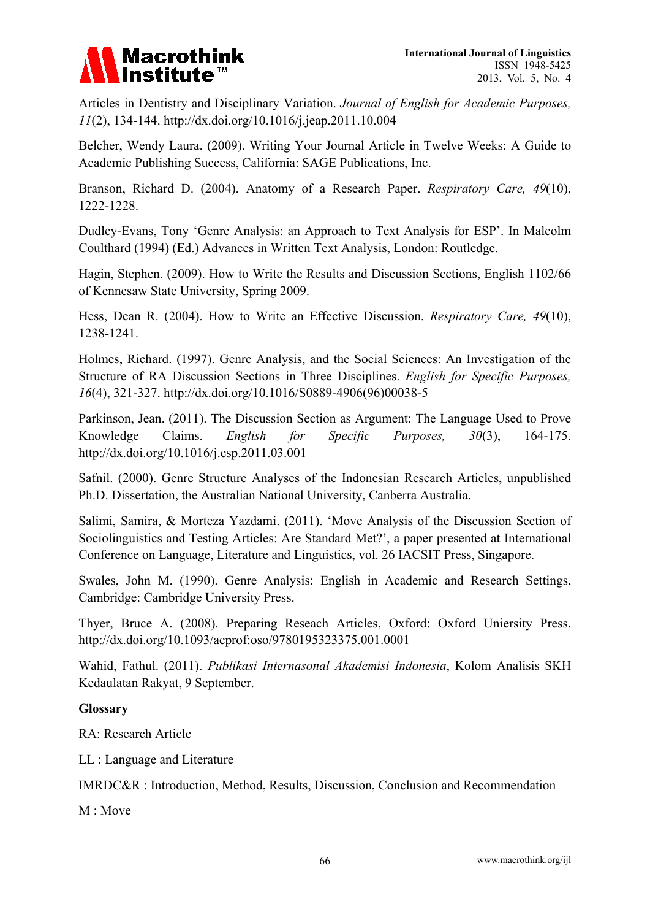Articles in Dentistry and Disciplinary Variation. *Journal of English for Academic Purposes, 11*(2), 134-144. http://dx.doi.org/10.1016/j.jeap.2011.10.004

Belcher, Wendy Laura. (2009). Writing Your Journal Article in Twelve Weeks: A Guide to Academic Publishing Success, California: SAGE Publications, Inc.

Branson, Richard D. (2004). Anatomy of a Research Paper. *Respiratory Care, 49*(10), 1222-1228.

Dudley-Evans, Tony 'Genre Analysis: an Approach to Text Analysis for ESP'. In Malcolm Coulthard (1994) (Ed.) Advances in Written Text Analysis, London: Routledge.

Hagin, Stephen. (2009). How to Write the Results and Discussion Sections, English 1102/66 of Kennesaw State University, Spring 2009.

Hess, Dean R. (2004). How to Write an Effective Discussion. *Respiratory Care, 49*(10), 1238-1241.

Holmes, Richard. (1997). Genre Analysis, and the Social Sciences: An Investigation of the Structure of RA Discussion Sections in Three Disciplines. *English for Specific Purposes, 16*(4), 321-327. http://dx.doi.org/10.1016/S0889-4906(96)00038-5

Parkinson, Jean. (2011). The Discussion Section as Argument: The Language Used to Prove Knowledge Claims. *English for Specific Purposes, 30*(3), 164-175. http://dx.doi.org/10.1016/j.esp.2011.03.001

Safnil. (2000). Genre Structure Analyses of the Indonesian Research Articles, unpublished Ph.D. Dissertation, the Australian National University, Canberra Australia.

Salimi, Samira, & Morteza Yazdami. (2011). 'Move Analysis of the Discussion Section of Sociolinguistics and Testing Articles: Are Standard Met?', a paper presented at International Conference on Language, Literature and Linguistics, vol. 26 IACSIT Press, Singapore.

Swales, John M. (1990). Genre Analysis: English in Academic and Research Settings, Cambridge: Cambridge University Press.

Thyer, Bruce A. (2008). Preparing Reseach Articles, Oxford: Oxford Uniersity Press. http://dx.doi.org/10.1093/acprof:oso/9780195323375.001.0001

Wahid, Fathul. (2011). *Publikasi Internasonal Akademisi Indonesia*, Kolom Analisis SKH Kedaulatan Rakyat, 9 September.

**Glossary**

RA: Research Article

LL : Language and Literature

IMRDC&R : Introduction, Method, Results, Discussion, Conclusion and Recommendation

M : Move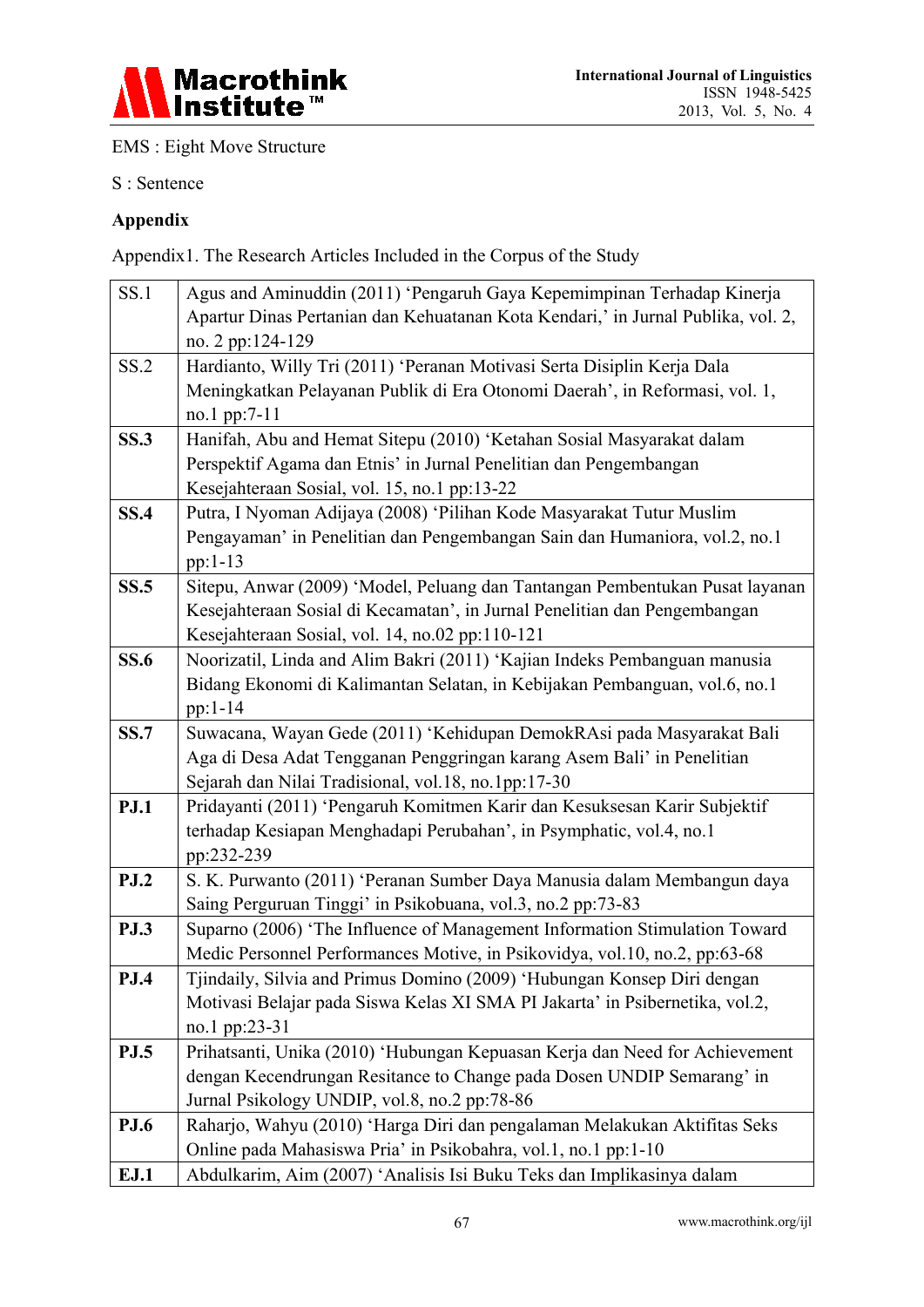EMS : Eight Move Structure

S : Sentence

**Appendix**

Appendix1. The Research Articles Included in the Corpus of the Study

| | |
|---|---|
| SS.1 | Agus and Aminuddin (2011) 'Pengaruh Gaya Kepemimpinan Terhadap Kinerja Apartur Dinas Pertanian dan Kehuatanan Kota Kendari,' in Jurnal Publika, vol. 2, no. 2 pp:124-129 |
| SS.2 | Hardianto, Willy Tri (2011) 'Peranan Motivasi Serta Disiplin Kerja Dala Meningkatkan Pelayanan Publik di Era Otonomi Daerah', in Reformasi, vol. 1, no.1 pp:7-11 |
| **SS.3** | Hanifah, Abu and Hemat Sitepu (2010) 'Ketahan Sosial Masyarakat dalam Perspektif Agama dan Etnis' in Jurnal Penelitian dan Pengembangan Kesejahteraan Sosial, vol. 15, no.1 pp:13-22 |
| **SS.4** | Putra, I Nyoman Adijaya (2008) 'Pilihan Kode Masyarakat Tutur Muslim Pengayaman' in Penelitian dan Pengembangan Sain dan Humaniora, vol.2, no.1 pp:1-13 |
| **SS.5** | Sitepu, Anwar (2009) 'Model, Peluang dan Tantangan Pembentukan Pusat layanan Kesejahteraan Sosial di Kecamatan', in Jurnal Penelitian dan Pengembangan Kesejahteraan Sosial, vol. 14, no.02 pp:110-121 |
| **SS.6** | Noorizatil, Linda and Alim Bakri (2011) 'Kajian Indeks Pembanguan manusia Bidang Ekonomi di Kalimantan Selatan, in Kebijakan Pembanguan, vol.6, no.1 pp:1-14 |
| **SS.7** | Suwacana, Wayan Gede (2011) 'Kehidupan DemokRAsi pada Masyarakat Bali Aga di Desa Adat Tengganan Penggringan karang Asem Bali' in Penelitian Sejarah dan Nilai Tradisional, vol.18, no.1pp:17-30 |
| **PJ.1** | Pridayanti (2011) 'Pengaruh Komitmen Karir dan Kesuksesan Karir Subjektif terhadap Kesiapan Menghadapi Perubahan', in Psymphatic, vol.4, no.1 pp:232-239 |
| **PJ.2** | S. K. Purwanto (2011) 'Peranan Sumber Daya Manusia dalam Membangun daya Saing Perguruan Tinggi' in Psikobuana, vol.3, no.2 pp:73-83 |
| **PJ.3** | Suparno (2006) 'The Influence of Management Information Stimulation Toward Medic Personnel Performances Motive, in Psikovidya, vol.10, no.2, pp:63-68 |
| **PJ.4** | Tjindaily, Silvia and Primus Domino (2009) 'Hubungan Konsep Diri dengan Motivasi Belajar pada Siswa Kelas XI SMA PI Jakarta' in Psibernetika, vol.2, no.1 pp:23-31 |
| **PJ.5** | Prihatsanti, Unika (2010) 'Hubungan Kepuasan Kerja dan Need for Achievement dengan Kecendrungan Resitance to Change pada Dosen UNDIP Semarang' in Jurnal Psikology UNDIP, vol.8, no.2 pp:78-86 |
| **PJ.6** | Raharjo, Wahyu (2010) 'Harga Diri dan pengalaman Melakukan Aktifitas Seks Online pada Mahasiswa Pria' in Psikobahra, vol.1, no.1 pp:1-10 |
| **EJ.1** | Abdulkarim, Aim (2007) 'Analisis Isi Buku Teks dan Implikasinya dalam |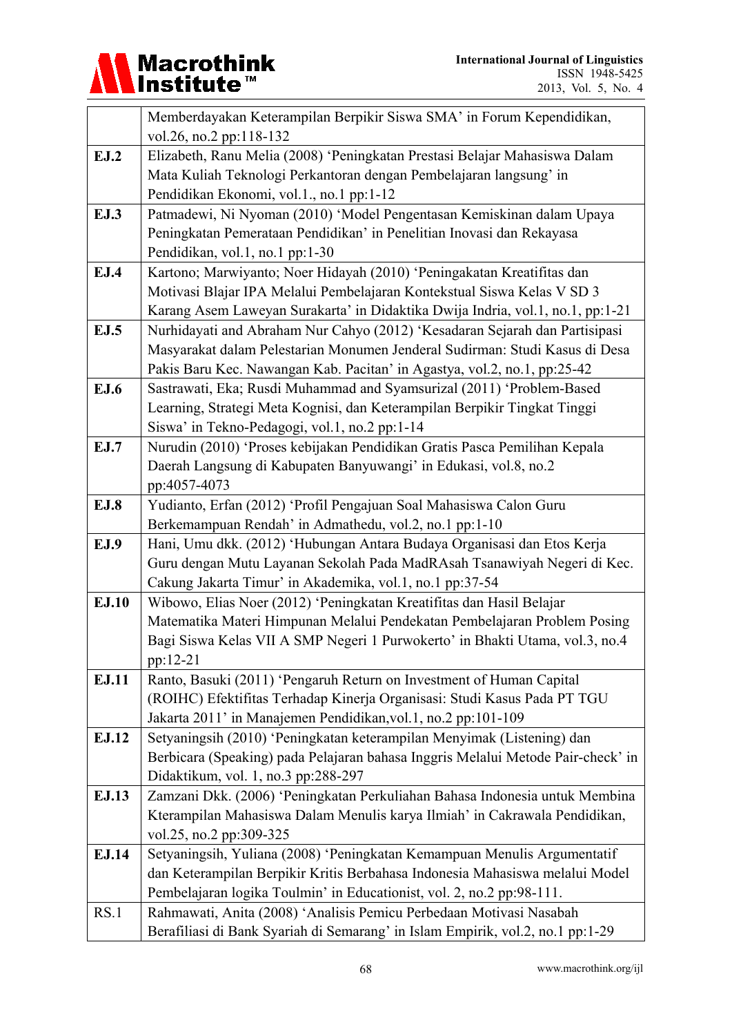| | |
|---|---|
| | Memberdayakan Keterampilan Berpikir Siswa SMA' in Forum Kependidikan, vol.26, no.2 pp:118-132 |
| **EJ.2** | Elizabeth, Ranu Melia (2008) 'Peningkatan Prestasi Belajar Mahasiswa Dalam Mata Kuliah Teknologi Perkantoran dengan Pembelajaran langsung' in Pendidikan Ekonomi, vol.1., no.1 pp:1-12 |
| **EJ.3** | Patmadewi, Ni Nyoman (2010) 'Model Pengentasan Kemiskinan dalam Upaya Peningkatan Pemerataan Pendidikan' in Penelitian Inovasi dan Rekayasa Pendidikan, vol.1, no.1 pp:1-30 |
| **EJ.4** | Kartono; Marwiyanto; Noer Hidayah (2010) 'Peningakatan Kreatifitas dan Motivasi Blajar IPA Melalui Pembelajaran Kontekstual Siswa Kelas V SD 3 Karang Asem Laweyan Surakarta' in Didaktika Dwija Indria, vol.1, no.1, pp:1-21 |
| **EJ.5** | Nurhidayati and Abraham Nur Cahyo (2012) 'Kesadaran Sejarah dan Partisipasi Masyarakat dalam Pelestarian Monumen Jenderal Sudirman: Studi Kasus di Desa Pakis Baru Kec. Nawangan Kab. Pacitan' in Agastya, vol.2, no.1, pp:25-42 |
| **EJ.6** | Sastrawati, Eka; Rusdi Muhammad and Syamsurizal (2011) 'Problem-Based Learning, Strategi Meta Kognisi, dan Keterampilan Berpikir Tingkat Tinggi Siswa' in Tekno-Pedagogi, vol.1, no.2 pp:1-14 |
| **EJ.7** | Nurudin (2010) 'Proses kebijakan Pendidikan Gratis Pasca Pemilihan Kepala Daerah Langsung di Kabupaten Banyuwangi' in Edukasi, vol.8, no.2 pp:4057-4073 |
| **EJ.8** | Yudianto, Erfan (2012) 'Profil Pengajuan Soal Mahasiswa Calon Guru Berkemampuan Rendah' in Admathedu, vol.2, no.1 pp:1-10 |
| **EJ.9** | Hani, Umu dkk. (2012) 'Hubungan Antara Budaya Organisasi dan Etos Kerja Guru dengan Mutu Layanan Sekolah Pada MadRAsah Tsanawiyah Negeri di Kec. Cakung Jakarta Timur' in Akademika, vol.1, no.1 pp:37-54 |
| **EJ.10** | Wibowo, Elias Noer (2012) 'Peningkatan Kreatifitas dan Hasil Belajar Matematika Materi Himpunan Melalui Pendekatan Pembelajaran Problem Posing Bagi Siswa Kelas VII A SMP Negeri 1 Purwokerto' in Bhakti Utama, vol.3, no.4 pp:12-21 |
| **EJ.11** | Ranto, Basuki (2011) 'Pengaruh Return on Investment of Human Capital (ROIHC) Efektifitas Terhadap Kinerja Organisasi: Studi Kasus Pada PT TGU Jakarta 2011' in Manajemen Pendidikan,vol.1, no.2 pp:101-109 |
| **EJ.12** | Setyaningsih (2010) 'Peningkatan keterampilan Menyimak (Listening) dan Berbicara (Speaking) pada Pelajaran bahasa Inggris Melalui Metode Pair-check' in Didaktikum, vol. 1, no.3 pp:288-297 |
| **EJ.13** | Zamzani Dkk. (2006) 'Peningkatan Perkuliahan Bahasa Indonesia untuk Membina Kterampilan Mahasiswa Dalam Menulis karya Ilmiah' in Cakrawala Pendidikan, vol.25, no.2 pp:309-325 |
| **EJ.14** | Setyaningsih, Yuliana (2008) 'Peningkatan Kemampuan Menulis Argumentatif dan Keterampilan Berpikir Kritis Berbahasa Indonesia Mahasiswa melalui Model Pembelajaran logika Toulmin' in Educationist, vol. 2, no.2 pp:98-111. |
| RS.1 | Rahmawati, Anita (2008) 'Analisis Pemicu Perbedaan Motivasi Nasabah Berafiliasi di Bank Syariah di Semarang' in Islam Empirik, vol.2, no.1 pp:1-29 |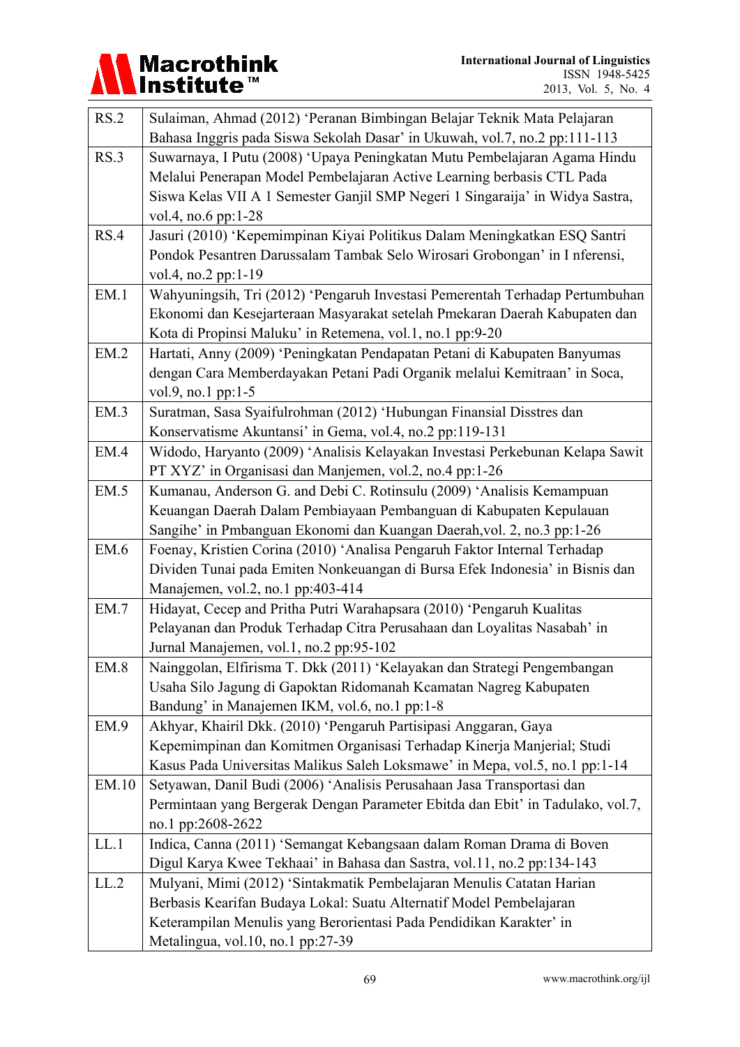| | |
|---|---|
| RS.2 | Sulaiman, Ahmad (2012) 'Peranan Bimbingan Belajar Teknik Mata Pelajaran Bahasa Inggris pada Siswa Sekolah Dasar' in Ukuwah, vol.7, no.2 pp:111-113 |
| RS.3 | Suwarnaya, I Putu (2008) 'Upaya Peningkatan Mutu Pembelajaran Agama Hindu Melalui Penerapan Model Pembelajaran Active Learning berbasis CTL Pada Siswa Kelas VII A 1 Semester Ganjil SMP Negeri 1 Singaraija' in Widya Sastra, vol.4, no.6 pp:1-28 |
| RS.4 | Jasuri (2010) 'Kepemimpinan Kiyai Politikus Dalam Meningkatkan ESQ Santri Pondok Pesantren Darussalam Tambak Selo Wirosari Grobongan' in I nferensi, vol.4, no.2 pp:1-19 |
| EM.1 | Wahyuningsih, Tri (2012) 'Pengaruh Investasi Pemerentah Terhadap Pertumbuhan Ekonomi dan Kesejarteraan Masyarakat setelah Pmekaran Daerah Kabupaten dan Kota di Propinsi Maluku' in Retemena, vol.1, no.1 pp:9-20 |
| EM.2 | Hartati, Anny (2009) 'Peningkatan Pendapatan Petani di Kabupaten Banyumas dengan Cara Memberdayakan Petani Padi Organik melalui Kemitraan' in Soca, vol.9, no.1 pp:1-5 |
| EM.3 | Suratman, Sasa Syaifulrohman (2012) 'Hubungan Finansial Disstres dan Konservatisme Akuntansi' in Gema, vol.4, no.2 pp:119-131 |
| EM.4 | Widodo, Haryanto (2009) 'Analisis Kelayakan Investasi Perkebunan Kelapa Sawit PT XYZ' in Organisasi dan Manjemen, vol.2, no.4 pp:1-26 |
| EM.5 | Kumanau, Anderson G. and Debi C. Rotinsulu (2009) 'Analisis Kemampuan Keuangan Daerah Dalam Pembiayaan Pembangunan di Kabupaten Kepulauan Sangihe' in Pmbanguan Ekonomi dan Kuangan Daerah,vol. 2, no.3 pp:1-26 |
| EM.6 | Foenay, Kristien Corina (2010) 'Analisa Pengaruh Faktor Internal Terhadap Dividen Tunai pada Emiten Nonkeuangan di Bursa Efek Indonesia' in Bisnis dan Manajemen, vol.2, no.1 pp:403-414 |
| EM.7 | Hidayat, Cecep and Pritha Putri Warahapsara (2010) 'Pengaruh Kualitas Pelayanan dan Produk Terhadap Citra Perusahaan dan Loyalitas Nasabah' in Jurnal Manajemen, vol.1, no.2 pp:95-102 |
| EM.8 | Nainggolan, Elfirisma T. Dkk (2011) 'Kelayakan dan Strategi Pengembangan Usaha Silo Jagung di Gapoktan Ridomanah Kcamatan Nagreg Kabupaten Bandung' in Manajemen IKM, vol.6, no.1 pp:1-8 |
| EM.9 | Akhyar, Khairil Dkk. (2010) 'Pengaruh Partisipasi Anggaran, Gaya Kepemimpinan dan Komitmen Organisasi Terhadap Kinerja Manjerial; Studi Kasus Pada Universitas Malikus Saleh Loksmawe' in Mepa, vol.5, no.1 pp:1-14 |
| EM.10 | Setyawan, Danil Budi (2006) 'Analisis Perusahaan Jasa Transportasi dan Permintaan yang Bergerak Dengan Parameter Ebitda dan Ebit' in Tadulako, vol.7, no.1 pp:2608-2622 |
| LL.1 | Indica, Canna (2011) 'Semangat Kebangsaan dalam Roman Drama di Boven Digul Karya Kwee Tekhaai' in Bahasa dan Sastra, vol.11, no.2 pp:134-143 |
| LL.2 | Mulyani, Mimi (2012) 'Sintakmatik Pembelajaran Menulis Catatan Harian Berbasis Kearifan Budaya Lokal: Suatu Alternatif Model Pembelajaran Keterampilan Menulis yang Berorientasi Pada Pendidikan Karakter' in Metalingua, vol.10, no.1 pp:27-39 |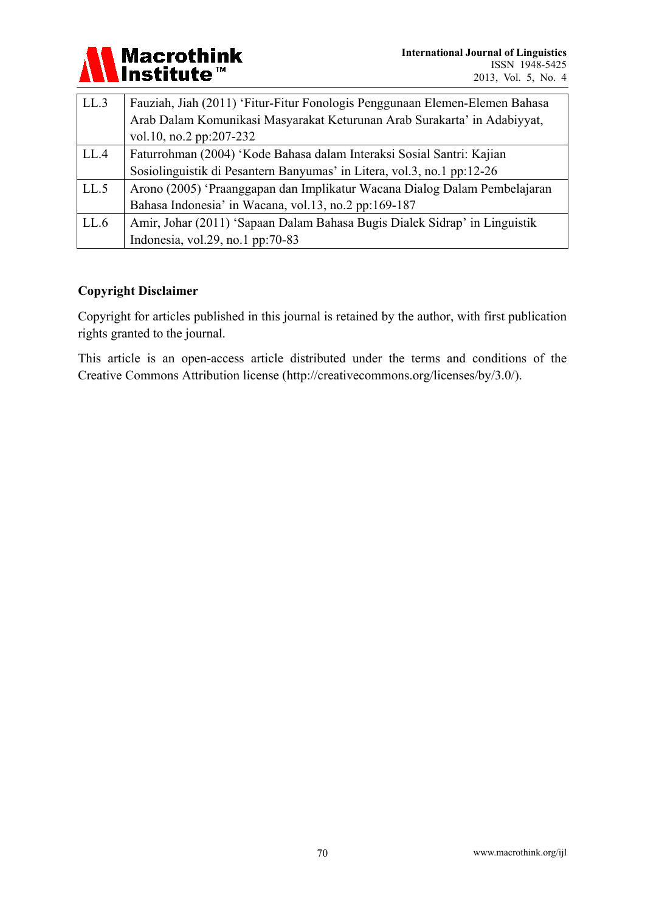| | |
|---|---|
| LL.3 | Fauziah, Jiah (2011) 'Fitur-Fitur Fonologis Penggunaan Elemen-Elemen Bahasa Arab Dalam Komunikasi Masyarakat Keturunan Arab Surakarta' in Adabiyyat, vol.10, no.2 pp:207-232 |
| LL.4 | Faturrohman (2004) 'Kode Bahasa dalam Interaksi Sosial Santri: Kajian Sosiolinguistik di Pesantern Banyumas' in Litera, vol.3, no.1 pp:12-26 |
| LL.5 | Arono (2005) 'Praanggapan dan Implikatur Wacana Dialog Dalam Pembelajaran Bahasa Indonesia' in Wacana, vol.13, no.2 pp:169-187 |
| LL.6 | Amir, Johar (2011) 'Sapaan Dalam Bahasa Bugis Dialek Sidrap' in Linguistik Indonesia, vol.29, no.1 pp:70-83 |

**Copyright Disclaimer**

Copyright for articles published in this journal is retained by the author, with first publication rights granted to the journal.

This article is an open-access article distributed under the terms and conditions of the Creative Commons Attribution license (http://creativecommons.org/licenses/by/3.0/).